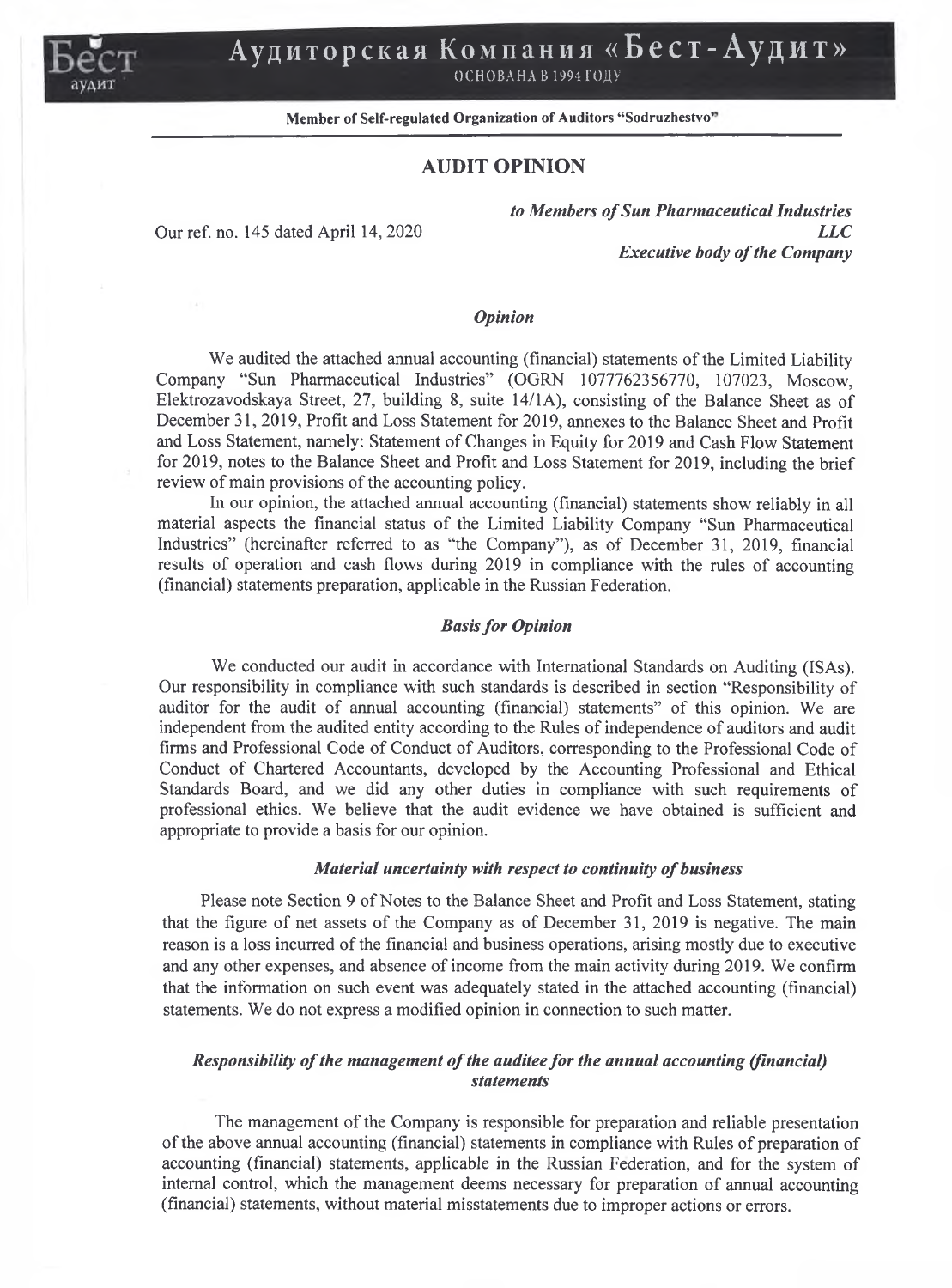Аудиторская Компания «Бест-Аудит»

ОСНОВАНА В 1994 ГОДУ

**Member of Self-regulated Organization of Auditors "Sodruzhestvo"**

## AUDIT OPINION

Our ref. no. 145 dated April 14, 2020

***to Members of Sun Pharmaceutical Industries LLC***
***Executive body of the Company***

### *Opinion*

We audited the attached annual accounting (financial) statements of the Limited Liability Company "Sun Pharmaceutical Industries" (OGRN 1077762356770, 107023, Moscow, Elektrozavodskaya Street, 27, building 8, suite 14/1A), consisting of the Balance Sheet as of December 31, 2019, Profit and Loss Statement for 2019, annexes to the Balance Sheet and Profit and Loss Statement, namely: Statement of Changes in Equity for 2019 and Cash Flow Statement for 2019, notes to the Balance Sheet and Profit and Loss Statement for 2019, including the brief review of main provisions of the accounting policy.

In our opinion, the attached annual accounting (financial) statements show reliably in all material aspects the financial status of the Limited Liability Company "Sun Pharmaceutical Industries" (hereinafter referred to as "the Company"), as of December 31, 2019, financial results of operation and cash flows during 2019 in compliance with the rules of accounting (financial) statements preparation, applicable in the Russian Federation.

### *Basis for Opinion*

We conducted our audit in accordance with International Standards on Auditing (ISAs). Our responsibility in compliance with such standards is described in section "Responsibility of auditor for the audit of annual accounting (financial) statements" of this opinion. We are independent from the audited entity according to the Rules of independence of auditors and audit firms and Professional Code of Conduct of Auditors, corresponding to the Professional Code of Conduct of Chartered Accountants, developed by the Accounting Professional and Ethical Standards Board, and we did any other duties in compliance with such requirements of professional ethics. We believe that the audit evidence we have obtained is sufficient and appropriate to provide a basis for our opinion.

### *Material uncertainty with respect to continuity of business*

Please note Section 9 of Notes to the Balance Sheet and Profit and Loss Statement, stating that the figure of net assets of the Company as of December 31, 2019 is negative. The main reason is a loss incurred of the financial and business operations, arising mostly due to executive and any other expenses, and absence of income from the main activity during 2019. We confirm that the information on such event was adequately stated in the attached accounting (financial) statements. We do not express a modified opinion in connection to such matter.

### *Responsibility of the management of the auditee for the annual accounting (financial) statements*

The management of the Company is responsible for preparation and reliable presentation of the above annual accounting (financial) statements in compliance with Rules of preparation of accounting (financial) statements, applicable in the Russian Federation, and for the system of internal control, which the management deems necessary for preparation of annual accounting (financial) statements, without material misstatements due to improper actions or errors.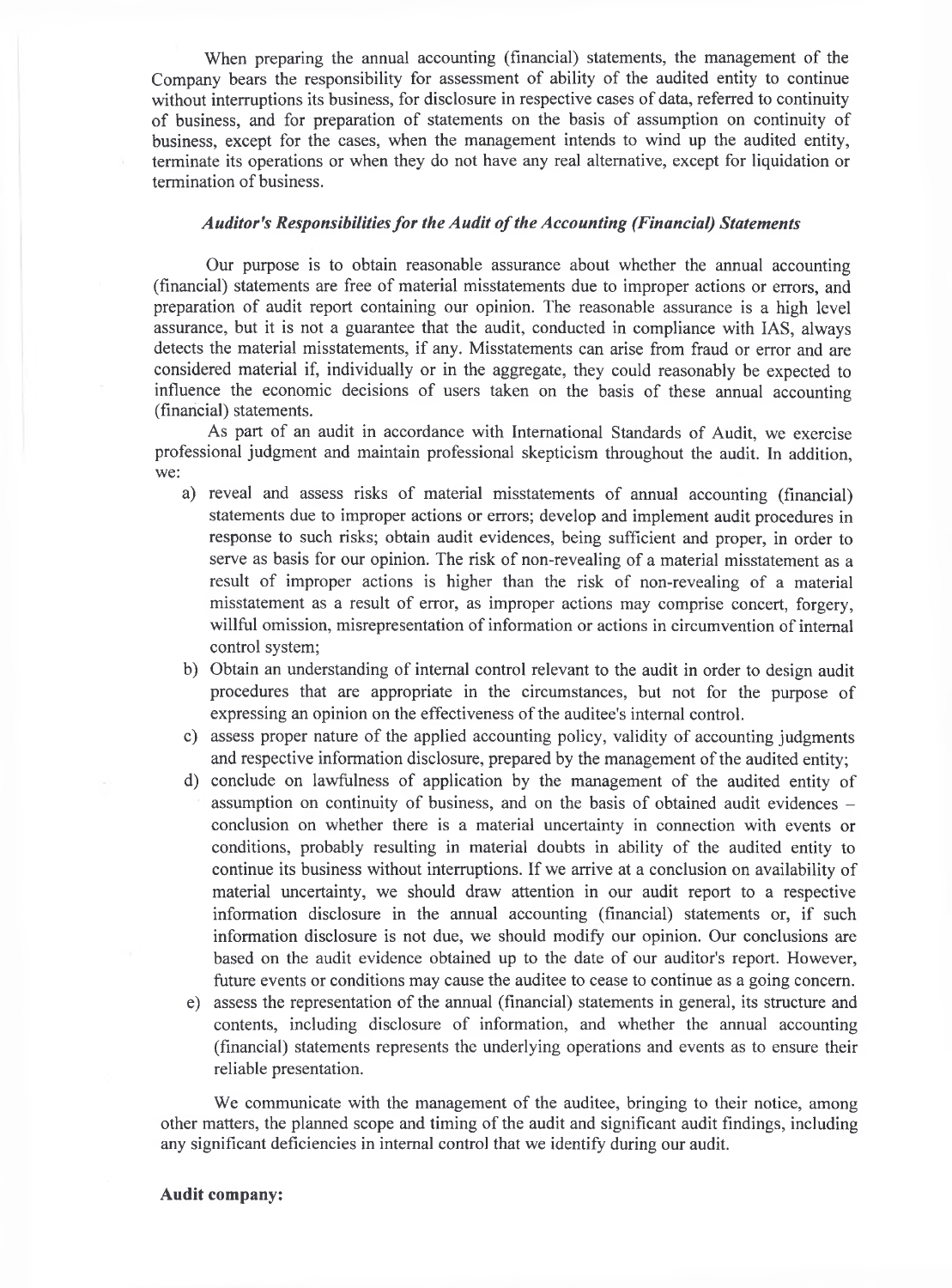When preparing the annual accounting (financial) statements, the management of the Company bears the responsibility for assessment of ability of the audited entity to continue without interruptions its business, for disclosure in respective cases of data, referred to continuity of business, and for preparation of statements on the basis of assumption on continuity of business, except for the cases, when the management intends to wind up the audited entity, terminate its operations or when they do not have any real alternative, except for liquidation or termination of business.

### *Auditor's Responsibilities for the Audit of the Accounting (Financial) Statements*

Our purpose is to obtain reasonable assurance about whether the annual accounting (financial) statements are free of material misstatements due to improper actions or errors, and preparation of audit report containing our opinion. The reasonable assurance is a high level assurance, but it is not a guarantee that the audit, conducted in compliance with IAS, always detects the material misstatements, if any. Misstatements can arise from fraud or error and are considered material if, individually or in the aggregate, they could reasonably be expected to influence the economic decisions of users taken on the basis of these annual accounting (financial) statements.

As part of an audit in accordance with International Standards of Audit, we exercise professional judgment and maintain professional skepticism throughout the audit. In addition, we:

a) reveal and assess risks of material misstatements of annual accounting (financial) statements due to improper actions or errors; develop and implement audit procedures in response to such risks; obtain audit evidences, being sufficient and proper, in order to serve as basis for our opinion. The risk of non-revealing of a material misstatement as a result of improper actions is higher than the risk of non-revealing of a material misstatement as a result of error, as improper actions may comprise concert, forgery, willful omission, misrepresentation of information or actions in circumvention of internal control system;

b) Obtain an understanding of internal control relevant to the audit in order to design audit procedures that are appropriate in the circumstances, but not for the purpose of expressing an opinion on the effectiveness of the auditee's internal control.

c) assess proper nature of the applied accounting policy, validity of accounting judgments and respective information disclosure, prepared by the management of the audited entity;

d) conclude on lawfulness of application by the management of the audited entity of assumption on continuity of business, and on the basis of obtained audit evidences – conclusion on whether there is a material uncertainty in connection with events or conditions, probably resulting in material doubts in ability of the audited entity to continue its business without interruptions. If we arrive at a conclusion on availability of material uncertainty, we should draw attention in our audit report to a respective information disclosure in the annual accounting (financial) statements or, if such information disclosure is not due, we should modify our opinion. Our conclusions are based on the audit evidence obtained up to the date of our auditor's report. However, future events or conditions may cause the auditee to cease to continue as a going concern.

e) assess the representation of the annual (financial) statements in general, its structure and contents, including disclosure of information, and whether the annual accounting (financial) statements represents the underlying operations and events as to ensure their reliable presentation.

We communicate with the management of the auditee, bringing to their notice, among other matters, the planned scope and timing of the audit and significant audit findings, including any significant deficiencies in internal control that we identify during our audit.

**Audit company:**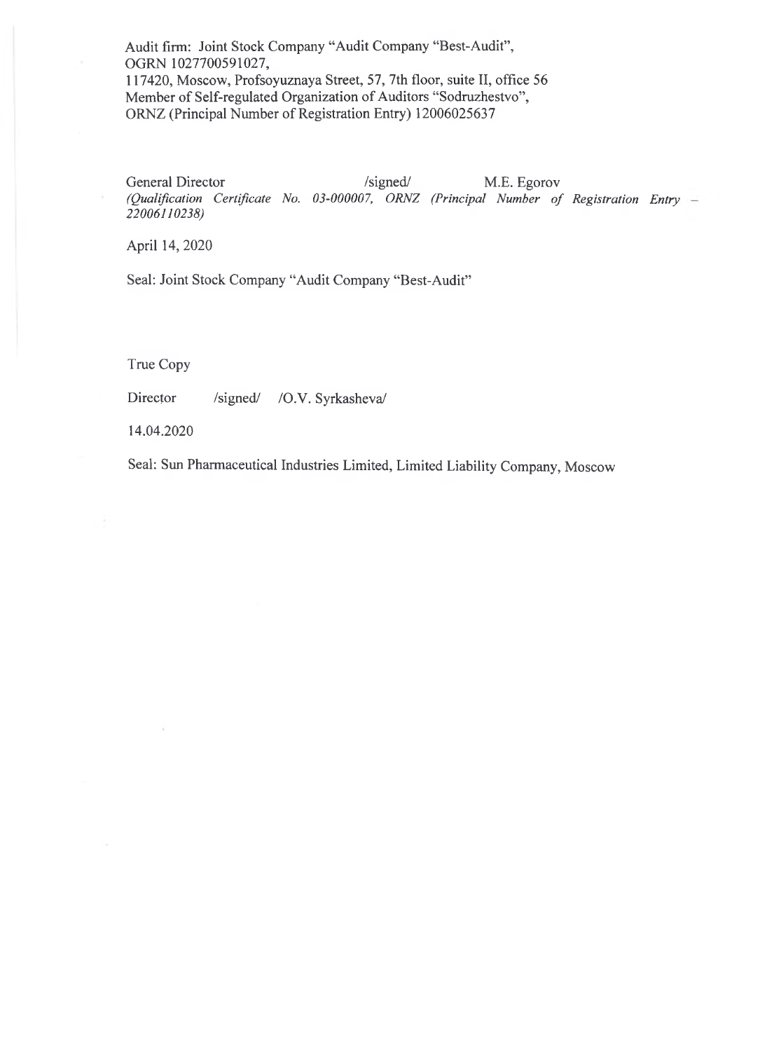Audit firm: Joint Stock Company "Audit Company "Best-Audit",
OGRN 1027700591027,
117420, Moscow, Profsoyuznaya Street, 57, 7th floor, suite II, office 56
Member of Self-regulated Organization of Auditors "Sodruzhestvo",
ORNZ (Principal Number of Registration Entry) 12006025637

General Director /signed/ M.E. Egorov
*(Qualification Certificate No. 03-000007, ORNZ (Principal Number of Registration Entry – 22006110238)*

April 14, 2020

Seal: Joint Stock Company "Audit Company "Best-Audit"

True Copy

Director /signed/ /O.V. Syrkasheva/

14.04.2020

Seal: Sun Pharmaceutical Industries Limited, Limited Liability Company, Moscow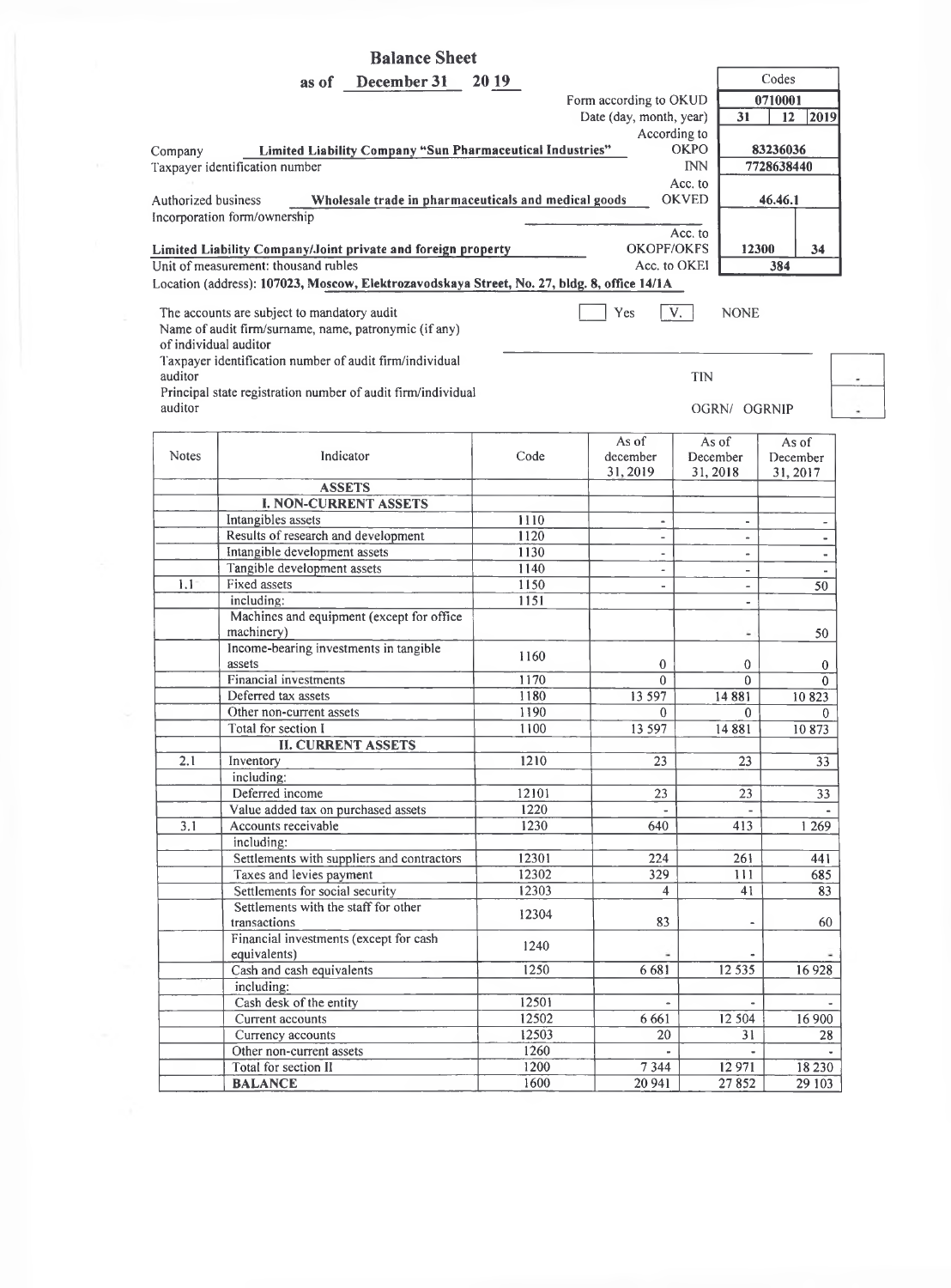# Balance Sheet

**as of December 31 2019**

| | | Codes | | |
|---|---|---|---|---|
| | Form according to OKUD | 0710001 | | |
| | Date (day, month, year) | 31 | 12 | 2019 |
| Company **Limited Liability Company "Sun Pharmaceutical Industries"** | According to OKPO | 83236036 | | |
| Taxpayer identification number | INN | 7728638440 | | |
| Authorized business **Wholesale trade in pharmaceuticals and medical goods** | Acc. to OKVED | 46.46.1 | | |
| Incorporation form/ownership **Limited Liability Company/Joint private and foreign property** | Acc. to OKOPF/OKFS | 12300 | 34 | |
| Unit of measurement: thousand rubles | Acc. to OKEI | 384 | | |

Location (address): **107023, Moscow, Elektrozavodskaya Street, No. 27, bldg. 8, office 14/1A**

The accounts are subject to mandatory audit ☐ Yes ☒ V. NONE

Name of audit firm/surname, name, patronymic (if any) of individual auditor

Taxpayer identification number of audit firm/individual auditor — TIN: -

Principal state registration number of audit firm/individual auditor — OGRN/ OGRNIP: -

| Notes | Indicator | Code | As of december 31, 2019 | As of December 31, 2018 | As of December 31, 2017 |
|---|---|---|---|---|---|
| | **ASSETS** | | | | |
| | **I. NON-CURRENT ASSETS** | | | | |
| | Intangibles assets | 1110 | - | - | - |
| | Results of research and development | 1120 | - | - | - |
| | Intangible development assets | 1130 | - | - | - |
| | Tangible development assets | 1140 | - | - | - |
| 1.1 | Fixed assets | 1150 | - | - | 50 |
| | including: | 1151 | | - | |
| | Machines and equipment (except for office machinery) | | | - | 50 |
| | Income-bearing investments in tangible assets | 1160 | 0 | 0 | 0 |
| | Financial investments | 1170 | 0 | 0 | 0 |
| | Deferred tax assets | 1180 | 13 597 | 14 881 | 10 823 |
| | Other non-current assets | 1190 | 0 | 0 | 0 |
| | Total for section I | 1100 | 13 597 | 14 881 | 10 873 |
| | **II. CURRENT ASSETS** | | | | |
| 2.1 | Inventory | 1210 | 23 | 23 | 33 |
| | including: | | | | |
| | Deferred income | 12101 | 23 | 23 | 33 |
| | Value added tax on purchased assets | 1220 | - | - | - |
| 3.1 | Accounts receivable | 1230 | 640 | 413 | 1 269 |
| | including: | | | | |
| | Settlements with suppliers and contractors | 12301 | 224 | 261 | 441 |
| | Taxes and levies payment | 12302 | 329 | 111 | 685 |
| | Settlements for social security | 12303 | 4 | 41 | 83 |
| | Settlements with the staff for other transactions | 12304 | 83 | - | 60 |
| | Financial investments (except for cash equivalents) | 1240 | - | - | - |
| | Cash and cash equivalents | 1250 | 6 681 | 12 535 | 16 928 |
| | including: | | | | |
| | Cash desk of the entity | 12501 | - | - | - |
| | Current accounts | 12502 | 6 661 | 12 504 | 16 900 |
| | Currency accounts | 12503 | 20 | 31 | 28 |
| | Other non-current assets | 1260 | - | - | - |
| | Total for section II | 1200 | 7 344 | 12 971 | 18 230 |
| | **BALANCE** | 1600 | 20 941 | 27 852 | 29 103 |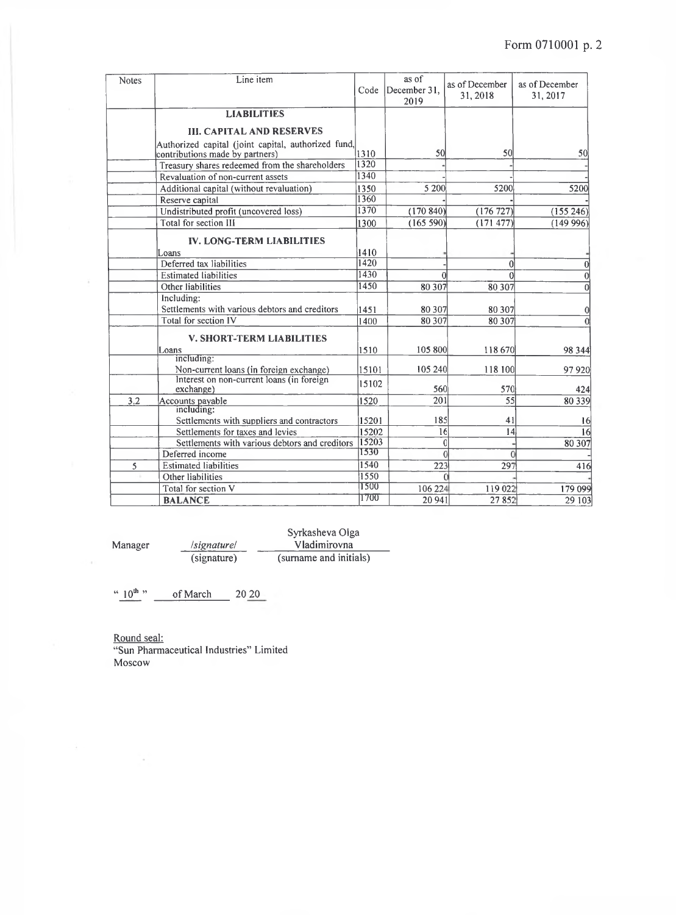Form 0710001 p. 2

| Notes | Line item | Code | as of December 31, 2019 | as of December 31, 2018 | as of December 31, 2017 |
|---|---|---|---|---|---|
| | **LIABILITIES** | | | | |
| | **III. CAPITAL AND RESERVES** | | | | |
| | Authorized capital (joint capital, authorized fund, contributions made by partners) | 1310 | 50 | 50 | 50 |
| | Treasury shares redeemed from the shareholders | 1320 | - | - | - |
| | Revaluation of non-current assets | 1340 | - | - | - |
| | Additional capital (without revaluation) | 1350 | 5 200 | 5200 | 5200 |
| | Reserve capital | 1360 | - | - | - |
| | Undistributed profit (uncovered loss) | 1370 | (170 840) | (176 727) | (155 246) |
| | Total for section III | 1300 | (165 590) | (171 477) | (149 996) |
| | **IV. LONG-TERM LIABILITIES** | | | | |
| | Loans | 1410 | - | - | - |
| | Deferred tax liabilities | 1420 | - | 0 | 0 |
| | Estimated liabilities | 1430 | 0 | 0 | 0 |
| | Other liabilities | 1450 | 80 307 | 80 307 | 0 |
| | Including: Settlements with various debtors and creditors | 1451 | 80 307 | 80 307 | 0 |
| | Total for section IV | 1400 | 80 307 | 80 307 | 0 |
| | **V. SHORT-TERM LIABILITIES** | | | | |
| | Loans | 1510 | 105 800 | 118 670 | 98 344 |
| | including: Non-current loans (in foreign exchange) | 15101 | 105 240 | 118 100 | 97 920 |
| | Interest on non-current loans (in foreign exchange) | 15102 | 560 | 570 | 424 |
| 3.2 | Accounts payable | 1520 | 201 | 55 | 80 339 |
| | including: Settlements with suppliers and contractors | 15201 | 185 | 41 | 16 |
| | Settlements for taxes and levies | 15202 | 16 | 14 | 16 |
| | Settlements with various debtors and creditors | 15203 | 0 | - | 80 307 |
| | Deferred income | 1530 | 0 | 0 | - |
| 5 | Estimated liabilities | 1540 | 223 | 297 | 416 |
| | Other liabilities | 1550 | 0 | - | - |
| | Total for section V | 1500 | 106 224 | 119 022 | 179 099 |
| | **BALANCE** | 1700 | 20 941 | 27 852 | 29 103 |

Manager /signature/ (signature) Syrkasheva Olga Vladimirovna (surname and initials)

"10th" of March 2020

Round seal:
"Sun Pharmaceutical Industries" Limited
Moscow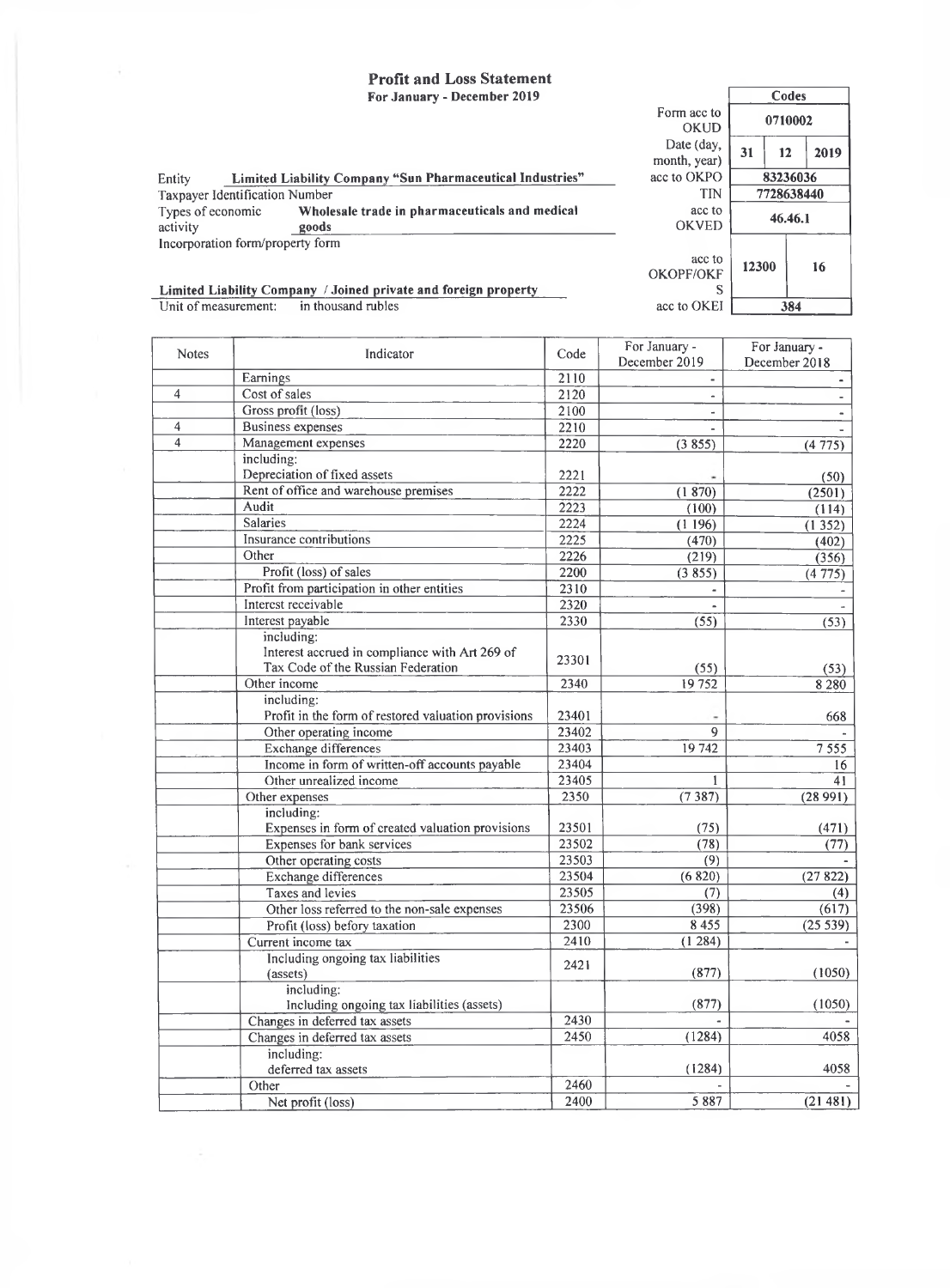# Profit and Loss Statement

**For January - December 2019**

| | | Codes | | |
|---|---|---|---|---|
| | Form acc to OKUD | 0710002 | | |
| | Date (day, month, year) | 31 | 12 | 2019 |
| Entity: **Limited Liability Company "Sun Pharmaceutical Industries"** | acc to OKPO | 83236036 | | |
| Taxpayer Identification Number | TIN | 7728638440 | | |
| Types of economic activity: **Wholesale trade in pharmaceuticals and medical goods** | acc to OKVED | 46.46.1 | | |
| Incorporation form/property form: **Limited Liability Company / Joined private and foreign property** | acc to OKOPF/OKFS | 12300 | 16 | |
| Unit of measurement: in thousand rubles | acc to OKEI | 384 | | |

| Notes | Indicator | Code | For January - December 2019 | For January - December 2018 |
|---|---|---|---|---|
| | Earnings | 2110 | - | - |
| 4 | Cost of sales | 2120 | - | - |
| | Gross profit (loss) | 2100 | - | - |
| 4 | Business expenses | 2210 | - | - |
| 4 | Management expenses | 2220 | (3 855) | (4 775) |
| | including:<br>Depreciation of fixed assets | 2221 | - | (50) |
| | Rent of office and warehouse premises | 2222 | (1 870) | (2501) |
| | Audit | 2223 | (100) | (114) |
| | Salaries | 2224 | (1 196) | (1 352) |
| | Insurance contributions | 2225 | (470) | (402) |
| | Other | 2226 | (219) | (356) |
| | Profit (loss) of sales | 2200 | (3 855) | (4 775) |
| | Profit from participation in other entities | 2310 | - | - |
| | Interest receivable | 2320 | - | - |
| | Interest payable | 2330 | (55) | (53) |
| | including:<br>Interest accrued in compliance with Art 269 of Tax Code of the Russian Federation | 23301 | (55) | (53) |
| | Other income | 2340 | 19 752 | 8 280 |
| | including:<br>Profit in the form of restored valuation provisions | 23401 | - | 668 |
| | Other operating income | 23402 | 9 | - |
| | Exchange differences | 23403 | 19 742 | 7 555 |
| | Income in form of written-off accounts payable | 23404 | | 16 |
| | Other unrealized income | 23405 | 1 | 41 |
| | Other expenses | 2350 | (7 387) | (28 991) |
| | including:<br>Expenses in form of created valuation provisions | 23501 | (75) | (471) |
| | Expenses for bank services | 23502 | (78) | (77) |
| | Other operating costs | 23503 | (9) | - |
| | Exchange differences | 23504 | (6 820) | (27 822) |
| | Taxes and levies | 23505 | (7) | (4) |
| | Other loss referred to the non-sale expenses | 23506 | (398) | (617) |
| | Profit (loss) befory taxation | 2300 | 8 455 | (25 539) |
| | Current income tax | 2410 | (1 284) | - |
| | Including ongoing tax liabilities (assets) | 2421 | (877) | (1050) |
| | including:<br>Including ongoing tax liabilities (assets) | | (877) | (1050) |
| | Changes in deferred tax assets | 2430 | - | - |
| | Changes in deferred tax assets | 2450 | (1284) | 4058 |
| | including:<br>deferred tax assets | | (1284) | 4058 |
| | Other | 2460 | - | - |
| | Net profit (loss) | 2400 | 5 887 | (21 481) |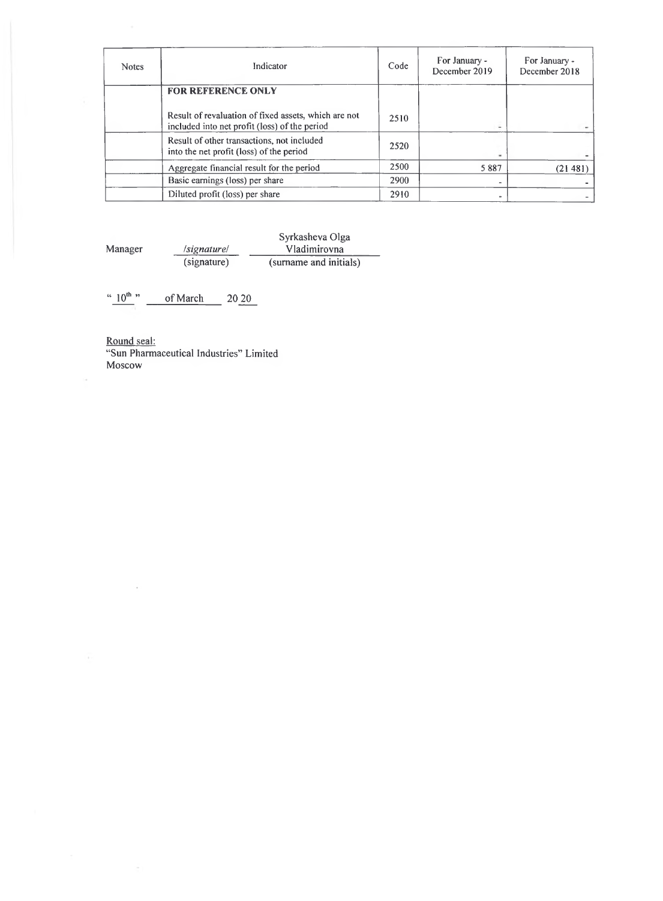| Notes | Indicator | Code | For January - December 2019 | For January - December 2018 |
|---|---|---|---|---|
| | **FOR REFERENCE ONLY**<br><br>Result of revaluation of fixed assets, which are not included into net profit (loss) of the period | 2510 | - | - |
| | Result of other transactions, not included into the net profit (loss) of the period | 2520 | - | - |
| | Aggregate financial result for the period | 2500 | 5 887 | (21 481) |
| | Basic earnings (loss) per share | 2900 | - | - |
| | Diluted profit (loss) per share | 2910 | - | - |

Manager &nbsp;&nbsp;&nbsp; */signature/* &nbsp;&nbsp;&nbsp; Syrkasheva Olga Vladimirovna
(signature) &nbsp;&nbsp;&nbsp; (surname and initials)

"10th" of March 2020

Round seal:
"Sun Pharmaceutical Industries" Limited
Moscow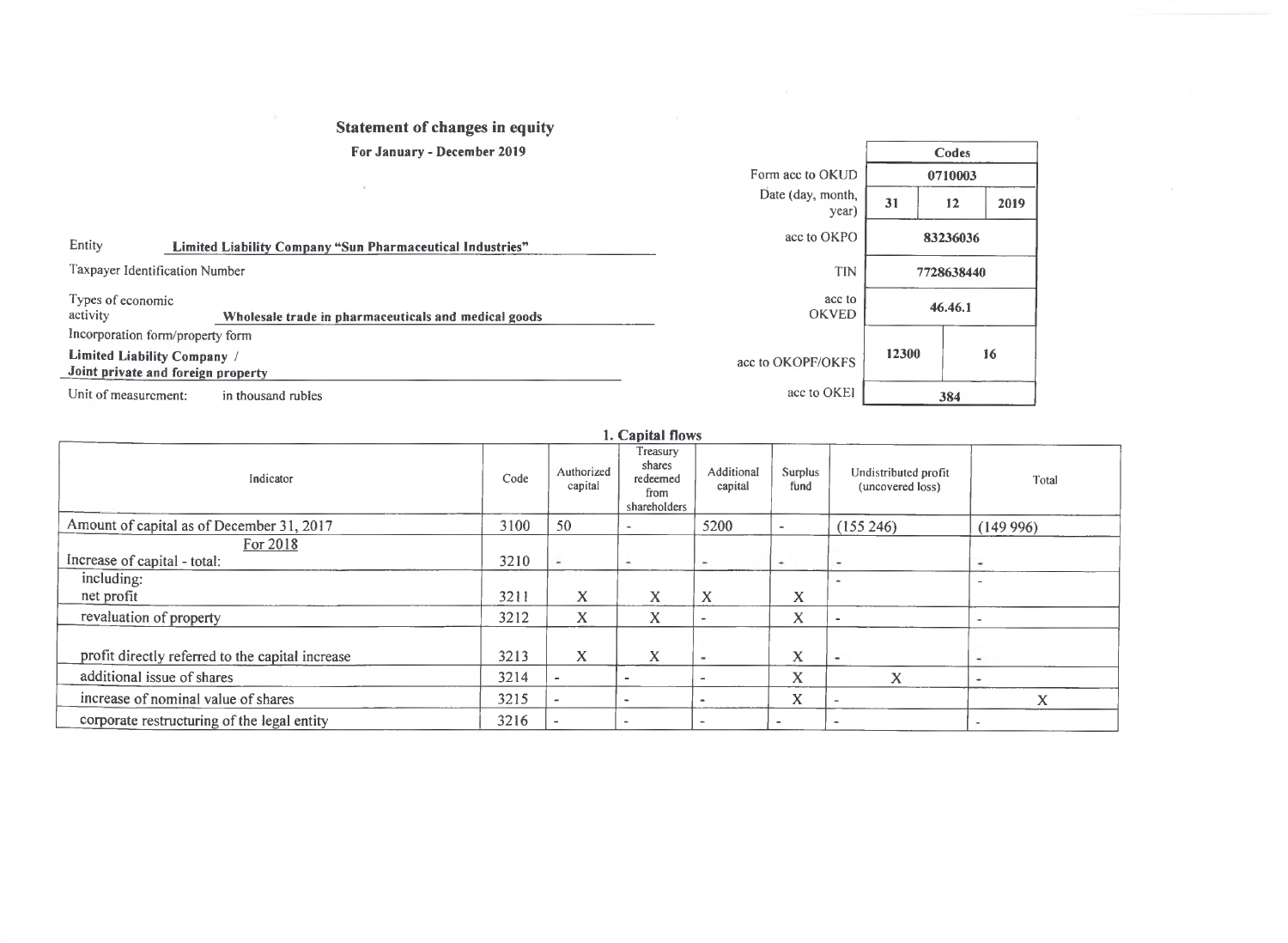## Statement of changes in equity

**For January - December 2019**

| | Codes | | |
|---|---|---|---|
| Form acc to OKUD | 0710003 | | |
| Date (day, month, year) | 31 | 12 | 2019 |
| acc to OKPO | 83236036 | | |
| TIN | 7728638440 | | |
| acc to OKVED | 46.46.1 | | |
| acc to OKOPF/OKFS | 12300 | 16 | |
| acc to OKEI | 384 | | |

Entity **Limited Liability Company "Sun Pharmaceutical Industries"**

Taxpayer Identification Number

Types of economic activity **Wholesale trade in pharmaceuticals and medical goods**

Incorporation form/property form

**Limited Liability Company / Joint private and foreign property**

Unit of measurement: in thousand rubles

### 1. Capital flows

| Indicator | Code | Authorized capital | Treasury shares redeemed from shareholders | Additional capital | Surplus fund | Undistributed profit (uncovered loss) | Total |
|---|---|---|---|---|---|---|---|
| Amount of capital as of December 31, 2017 | 3100 | 50 | - | 5200 | - | (155 246) | (149 996) |
| For 2018<br>Increase of capital - total: | 3210 | - | - | - | - | - | - |
| including:<br>net profit | 3211 | X | X | X | X | - | - |
| revaluation of property | 3212 | X | X | - | X | - | - |
| profit directly referred to the capital increase | 3213 | X | X | - | X | - | - |
| additional issue of shares | 3214 | - | - | - | X | X | - |
| increase of nominal value of shares | 3215 | - | - | - | X | - | X |
| corporate restructuring of the legal entity | 3216 | - | - | - | - | - | - |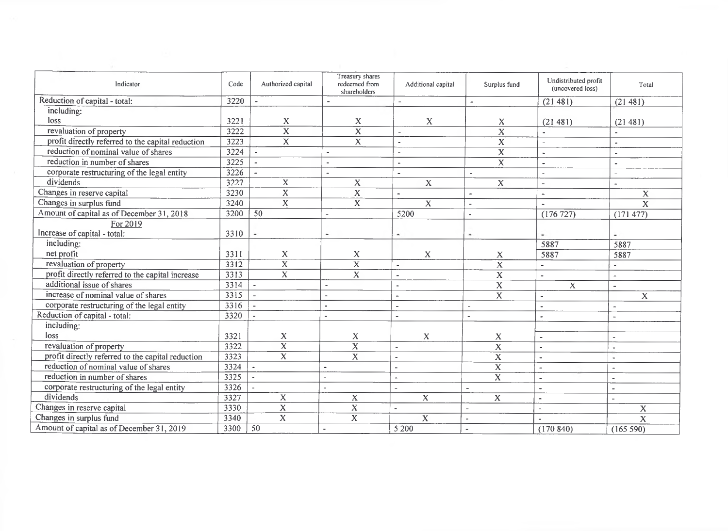| Indicator | Code | Authorized capital | Treasury shares redeemed from shareholders | Additional capital | Surplus fund | Undistributed profit (uncovered loss) | Total |
|---|---|---|---|---|---|---|---|
| Reduction of capital - total: | 3220 | - | - | - | - | (21 481) | (21 481) |
| including: loss | 3221 | X | X | X | X | (21 481) | (21 481) |
| revaluation of property | 3222 | X | X | - | X | - | - |
| profit directly referred to the capital reduction | 3223 | X | X | - | X | - | - |
| reduction of nominal value of shares | 3224 | - | - | - | X | - | - |
| reduction in number of shares | 3225 | - | - | - | X | - | - |
| corporate restructuring of the legal entity | 3226 | - | - | - | - | - | - |
| dividends | 3227 | X | X | X | X | - | - |
| Changes in reserve capital | 3230 | X | X | - | - | - | X |
| Changes in surplus fund | 3240 | X | X | X | - | - | X |
| Amount of capital as of December 31, 2018 | 3200 | 50 | - | 5200 | - | (176 727) | (171 477) |
| For 2019 Increase of capital - total: | 3310 | - | - | - | - | 5887 | 5887 |
| including: net profit | 3311 | X | X | X | X | 5887 | 5887 |
| revaluation of property | 3312 | X | X | - | X | - | - |
| profit directly referred to the capital increase | 3313 | X | X | - | X | - | - |
| additional issue of shares | 3314 | - | - | - | X | X | - |
| increase of nominal value of shares | 3315 | - | - | - | X | - | X |
| corporate restructuring of the legal entity | 3316 | - | - | - | - | - | - |
| Reduction of capital - total: | 3320 | - | - | - | - | - | - |
| including: loss | 3321 | X | X | X | X | - | - |
| revaluation of property | 3322 | X | X | - | X | - | - |
| profit directly referred to the capital reduction | 3323 | X | X | - | X | - | - |
| reduction of nominal value of shares | 3324 | - | - | - | X | - | - |
| reduction in number of shares | 3325 | - | - | - | X | - | - |
| corporate restructuring of the legal entity | 3326 | - | - | - | - | - | - |
| dividends | 3327 | X | X | X | X | - | - |
| Changes in reserve capital | 3330 | X | X | - | - | - | X |
| Changes in surplus fund | 3340 | X | X | X | - | - | X |
| Amount of capital as of December 31, 2019 | 3300 | 50 | - | 5 200 | - | (170 840) | (165 590) |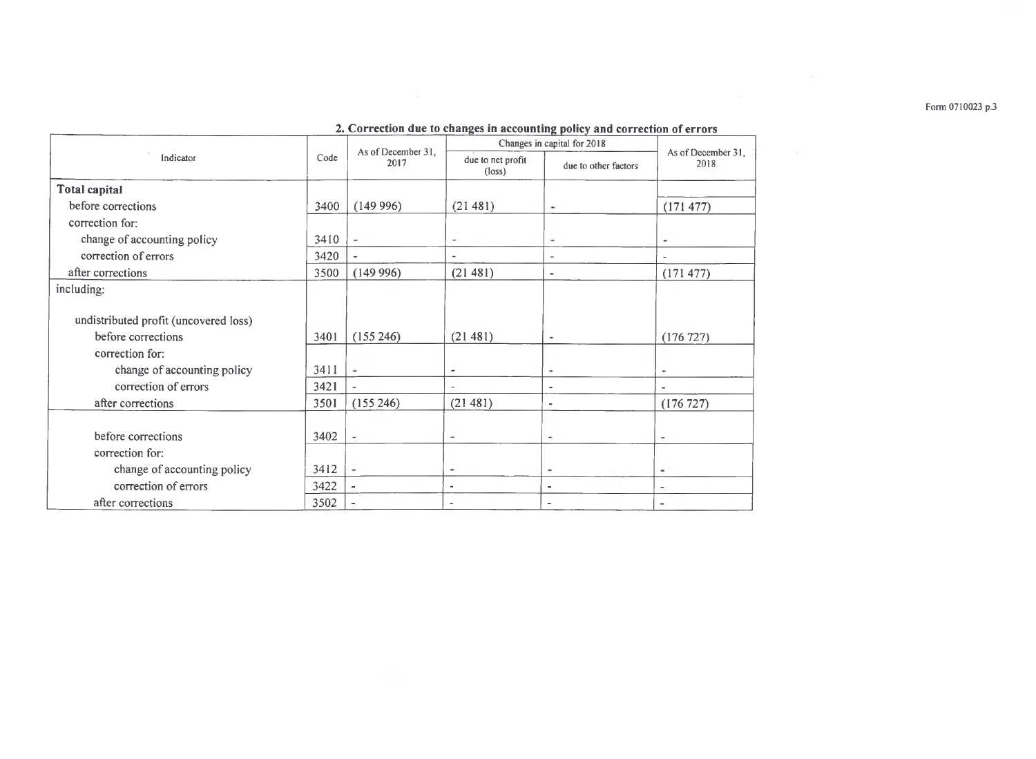Form 0710023 p.3

## 2. Correction due to changes in accounting policy and correction of errors

| Indicator | Code | As of December 31, 2017 | Changes in capital for 2018 | | As of December 31, 2018 |
|---|---|---|---|---|---|
| | | | due to net profit (loss) | due to other factors | |
| **Total capital** | | | | | |
| before corrections | 3400 | (149 996) | (21 481) | - | (171 477) |
| correction for: | | | | | |
| change of accounting policy | 3410 | - | - | - | - |
| correction of errors | 3420 | - | - | - | - |
| after corrections | 3500 | (149 996) | (21 481) | - | (171 477) |
| including: | | | | | |
| undistributed profit (uncovered loss) | | | | | |
| before corrections | 3401 | (155 246) | (21 481) | - | (176 727) |
| correction for: | | | | | |
| change of accounting policy | 3411 | - | - | - | - |
| correction of errors | 3421 | - | - | - | - |
| after corrections | 3501 | (155 246) | (21 481) | - | (176 727) |
| | | | | | |
| before corrections | 3402 | - | - | - | - |
| correction for: | | | | | |
| change of accounting policy | 3412 | - | - | - | - |
| correction of errors | 3422 | - | - | - | - |
| after corrections | 3502 | - | - | - | - |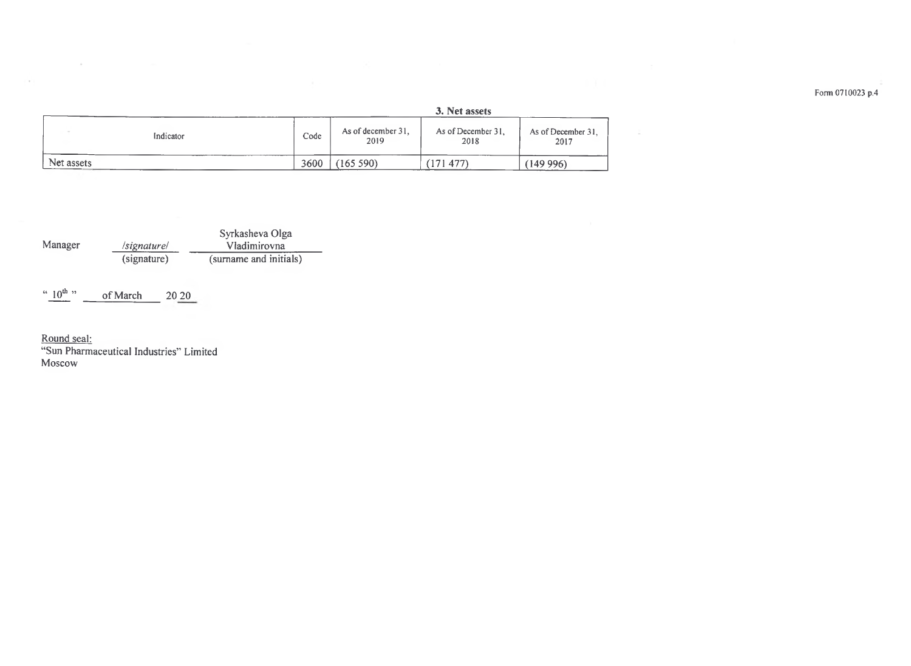Form 0710023 p.4

### 3. Net assets

| Indicator | Code | As of december 31, 2019 | As of December 31, 2018 | As of December 31, 2017 |
|---|---|---|---|---|
| Net assets | 3600 | (165 590) | (171 477) | (149 996) |

Manager /signature/ (signature) Syrkasheva Olga Vladimirovna (surname and initials)

" 10th " of March 20 20

Round seal:
"Sun Pharmaceutical Industries" Limited
Moscow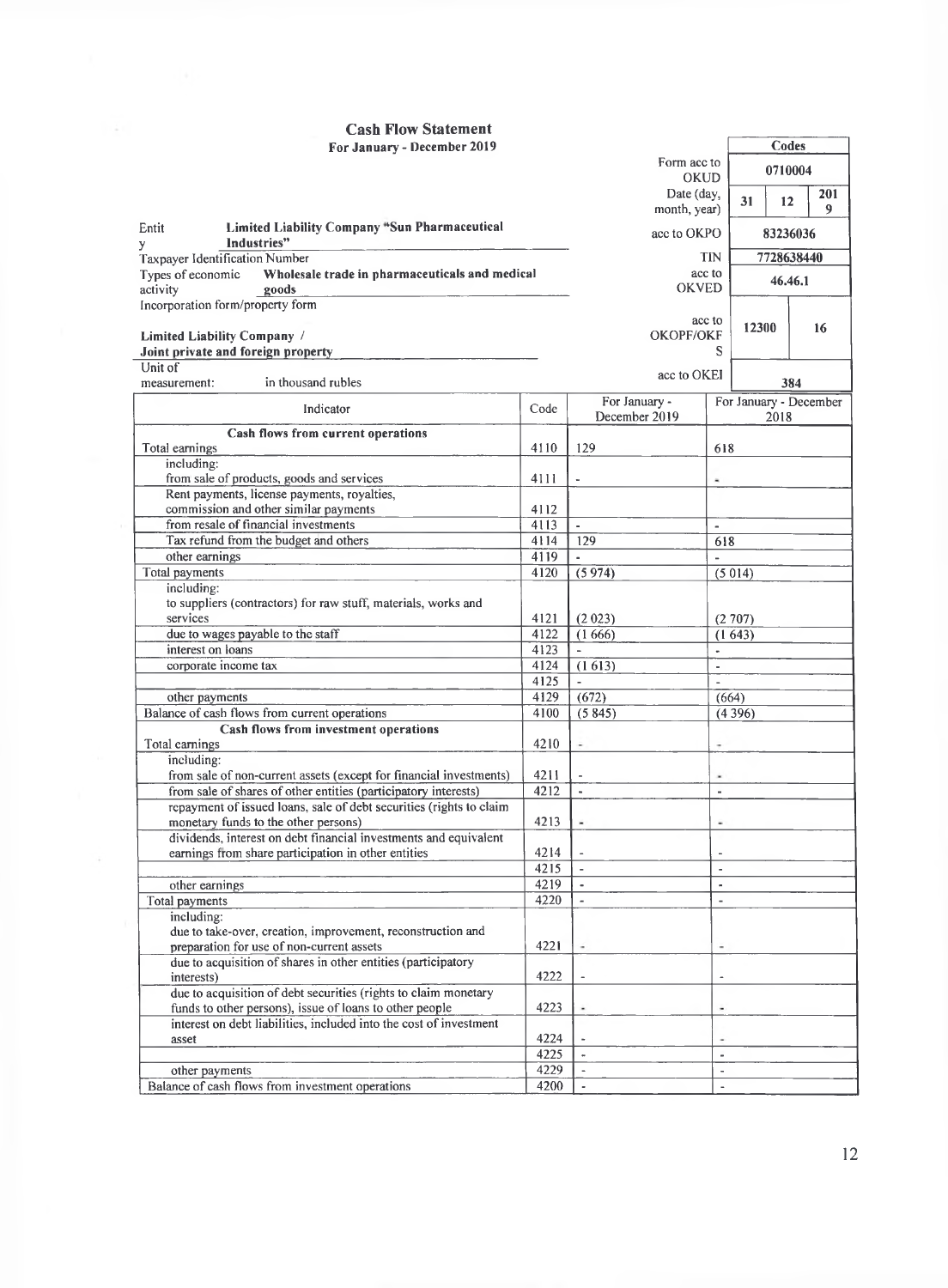# Cash Flow Statement

**For January - December 2019**

| | | Codes | | |
|---|---|---|---|---|
| | Form acc to OKUD | 0710004 | | |
| | Date (day, month, year) | 31 | 12 | 2019 |
| Entity **Limited Liability Company "Sun Pharmaceutical Industries"** | acc to OKPO | 83236036 | | |
| Taxpayer Identification Number | TIN | 7728638440 | | |
| Types of economic activity **Wholesale trade in pharmaceuticals and medical goods** | acc to OKVED | 46.46.1 | | |
| Incorporation form/property form **Limited Liability Company / Joint private and foreign property** | acc to OKOPF/OKFS | 12300 | 16 | |
| Unit of measurement: in thousand rubles | acc to OKEI | 384 | | |

| Indicator | Code | For January - December 2019 | For January - December 2018 |
|---|---|---|---|
| **Cash flows from current operations** | | | |
| Total earnings | 4110 | 129 | 618 |
| including: from sale of products, goods and services | 4111 | - | - |
| Rent payments, license payments, royalties, commission and other similar payments | 4112 | | |
| from resale of financial investments | 4113 | - | - |
| Tax refund from the budget and others | 4114 | 129 | 618 |
| other earnings | 4119 | - | - |
| Total payments | 4120 | (5 974) | (5 014) |
| including: to suppliers (contractors) for raw stuff, materials, works and services | 4121 | (2 023) | (2 707) |
| due to wages payable to the staff | 4122 | (1 666) | (1 643) |
| interest on loans | 4123 | - | - |
| corporate income tax | 4124 | (1 613) | - |
| | 4125 | - | - |
| other payments | 4129 | (672) | (664) |
| Balance of cash flows from current operations | 4100 | (5 845) | (4 396) |
| **Cash flows from investment operations** | | | |
| Total earnings | 4210 | - | - |
| including: from sale of non-current assets (except for financial investments) | 4211 | - | - |
| from sale of shares of other entities (participatory interests) | 4212 | - | - |
| repayment of issued loans, sale of debt securities (rights to claim monetary funds to the other persons) | 4213 | - | - |
| dividends, interest on debt financial investments and equivalent earnings from share participation in other entities | 4214 | - | - |
| | 4215 | - | - |
| other earnings | 4219 | - | - |
| Total payments | 4220 | - | - |
| including: due to take-over, creation, improvement, reconstruction and preparation for use of non-current assets | 4221 | - | - |
| due to acquisition of shares in other entities (participatory interests) | 4222 | - | - |
| due to acquisition of debt securities (rights to claim monetary funds to other persons), issue of loans to other people | 4223 | - | - |
| interest on debt liabilities, included into the cost of investment asset | 4224 | - | - |
| | 4225 | - | - |
| other payments | 4229 | - | - |
| Balance of cash flows from investment operations | 4200 | - | - |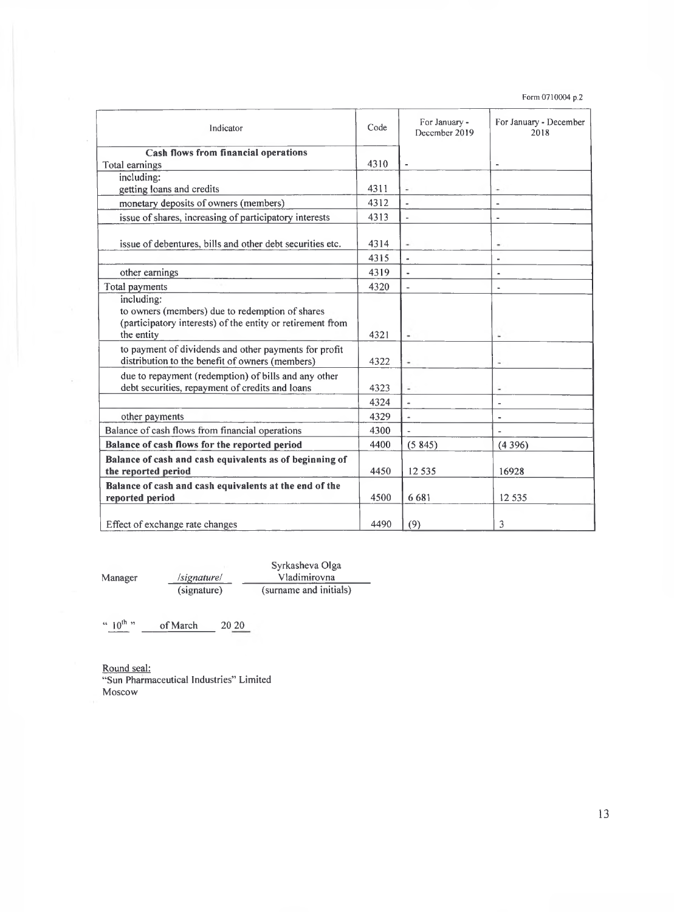Form 0710004 p.2

| Indicator | Code | For January - December 2019 | For January - December 2018 |
|---|---|---|---|
| **Cash flows from financial operations**<br>Total earnings | 4310 | - | - |
| including:<br>getting loans and credits | 4311 | - | - |
| monetary deposits of owners (members) | 4312 | - | - |
| issue of shares, increasing of participatory interests | 4313 | - | - |
| issue of debentures, bills and other debt securities etc. | 4314 | - | - |
| | 4315 | - | - |
| other earnings | 4319 | - | - |
| Total payments | 4320 | - | - |
| including:<br>to owners (members) due to redemption of shares (participatory interests) of the entity or retirement from the entity | 4321 | - | - |
| to payment of dividends and other payments for profit distribution to the benefit of owners (members) | 4322 | - | - |
| due to repayment (redemption) of bills and any other debt securities, repayment of credits and loans | 4323 | - | - |
| | 4324 | - | - |
| other payments | 4329 | - | - |
| Balance of cash flows from financial operations | 4300 | - | - |
| **Balance of cash flows for the reported period** | 4400 | (5 845) | (4 396) |
| **Balance of cash and cash equivalents as of beginning of the reported period** | 4450 | 12 535 | 16928 |
| **Balance of cash and cash equivalents at the end of the reported period** | 4500 | 6 681 | 12 535 |
| Effect of exchange rate changes | 4490 | (9) | 3 |

Manager /signature/ (signature) Syrkasheva Olga Vladimirovna (surname and initials)

"10th" of March 2020

Round seal:
"Sun Pharmaceutical Industries" Limited
Moscow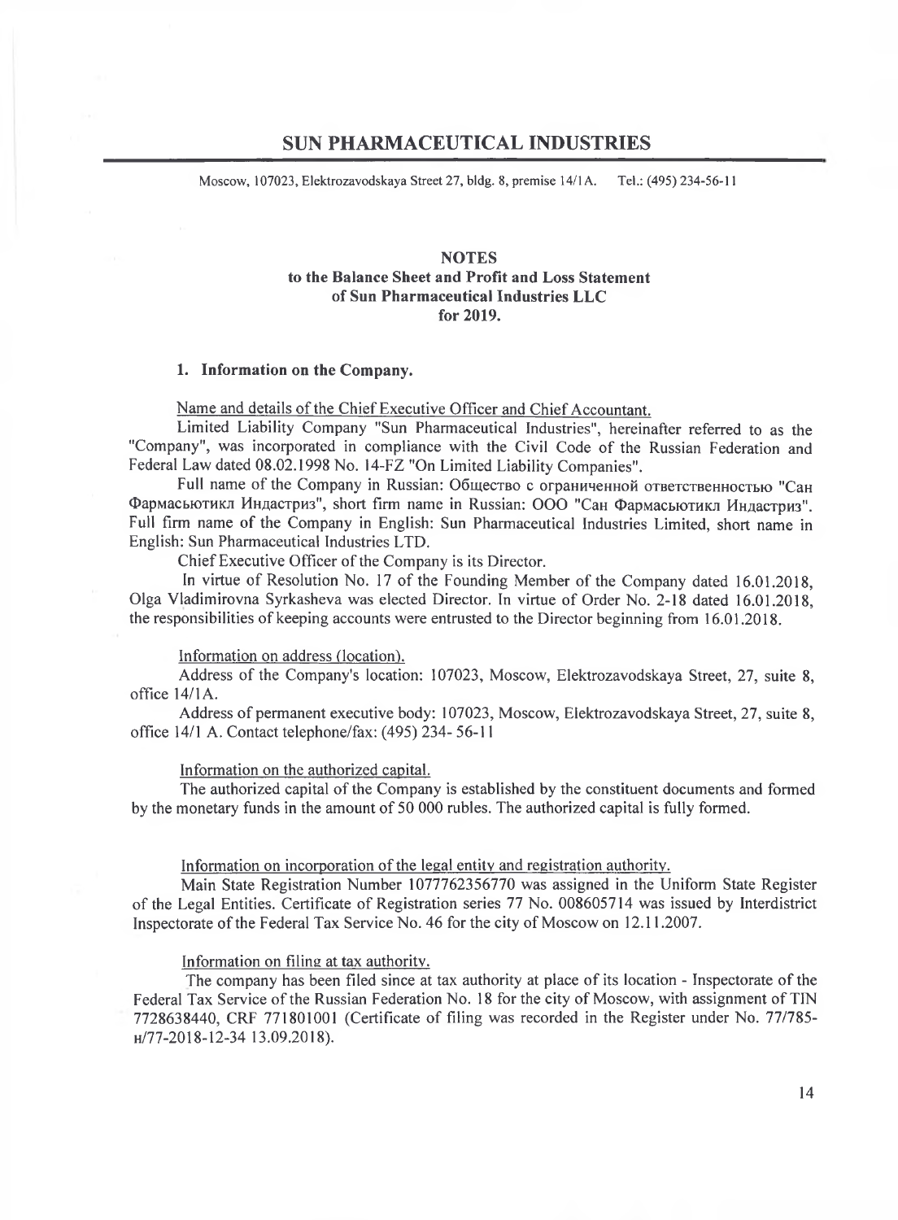# SUN PHARMACEUTICAL INDUSTRIES

Moscow, 107023, Elektrozavodskaya Street 27, bldg. 8, premise 14/1A. Tel.: (495) 234-56-11

## NOTES
## to the Balance Sheet and Profit and Loss Statement of Sun Pharmaceutical Industries LLC for 2019.

### 1. Information on the Company.

Name and details of the Chief Executive Officer and Chief Accountant.

Limited Liability Company "Sun Pharmaceutical Industries", hereinafter referred to as the "Company", was incorporated in compliance with the Civil Code of the Russian Federation and Federal Law dated 08.02.1998 No. 14-FZ "On Limited Liability Companies".

Full name of the Company in Russian: Общество с ограниченной ответственностью "Сан Фармасьютикл Индастриз", short firm name in Russian: ООО "Сан Фармасьютикл Индастриз". Full firm name of the Company in English: Sun Pharmaceutical Industries Limited, short name in English: Sun Pharmaceutical Industries LTD.

Chief Executive Officer of the Company is its Director.

In virtue of Resolution No. 17 of the Founding Member of the Company dated 16.01.2018, Olga Vladimirovna Syrkasheva was elected Director. In virtue of Order No. 2-18 dated 16.01.2018, the responsibilities of keeping accounts were entrusted to the Director beginning from 16.01.2018.

Information on address (location).

Address of the Company's location: 107023, Moscow, Elektrozavodskaya Street, 27, suite 8, office 14/1A.

Address of permanent executive body: 107023, Moscow, Elektrozavodskaya Street, 27, suite 8, office 14/1 A. Contact telephone/fax: (495) 234- 56-11

Information on the authorized capital.

The authorized capital of the Company is established by the constituent documents and formed by the monetary funds in the amount of 50 000 rubles. The authorized capital is fully formed.

Information on incorporation of the legal entity and registration authority.

Main State Registration Number 1077762356770 was assigned in the Uniform State Register of the Legal Entities. Certificate of Registration series 77 No. 008605714 was issued by Interdistrict Inspectorate of the Federal Tax Service No. 46 for the city of Moscow on 12.11.2007.

Information on filing at tax authority.

The company has been filed since at tax authority at place of its location - Inspectorate of the Federal Tax Service of the Russian Federation No. 18 for the city of Moscow, with assignment of TIN 7728638440, CRF 771801001 (Certificate of filing was recorded in the Register under No. 77/785-н/77-2018-12-34 13.09.2018).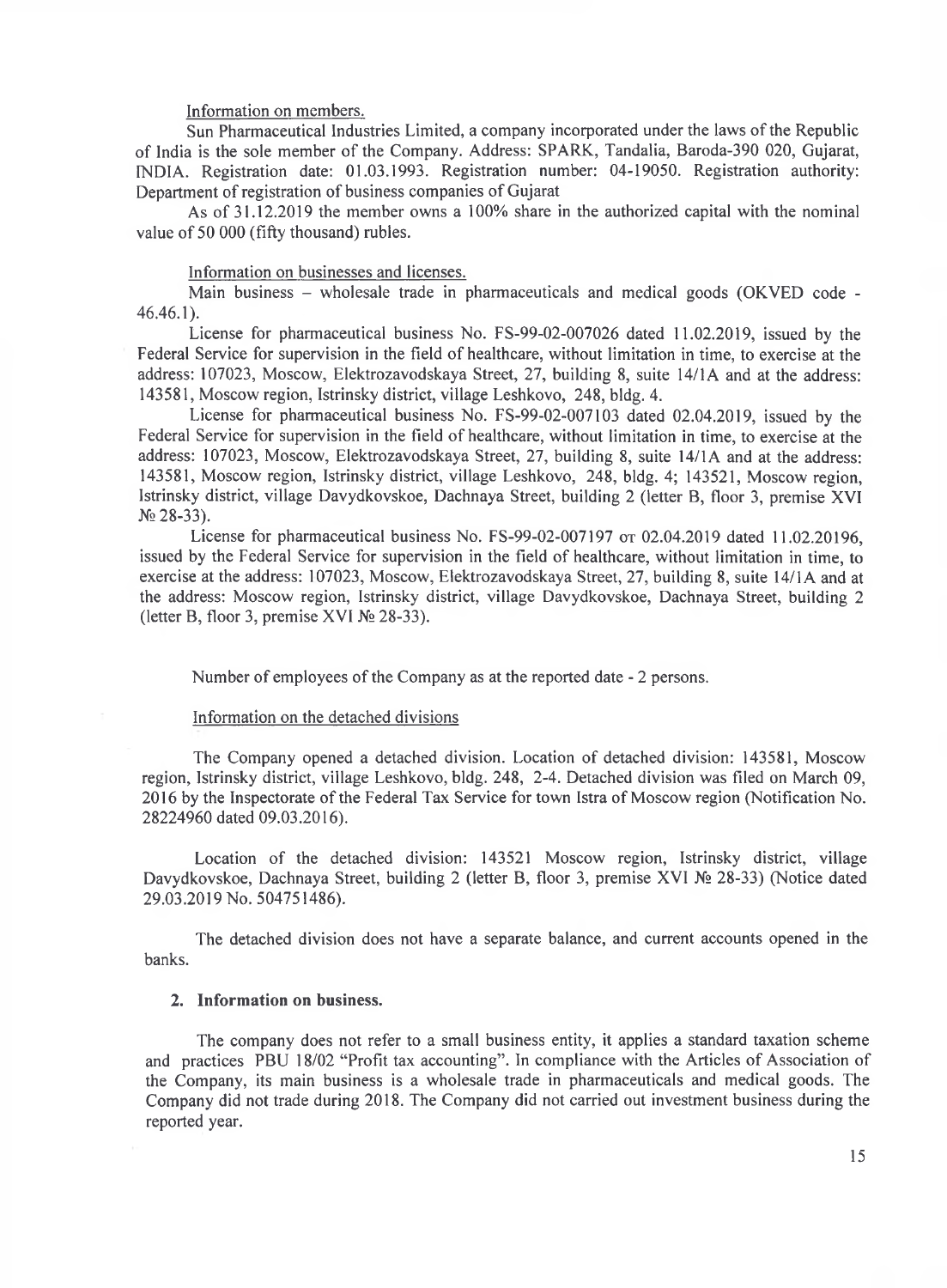Information on members.

Sun Pharmaceutical Industries Limited, a company incorporated under the laws of the Republic of India is the sole member of the Company. Address: SPARK, Tandalia, Baroda-390 020, Gujarat, INDIA. Registration date: 01.03.1993. Registration number: 04-19050. Registration authority: Department of registration of business companies of Gujarat

As of 31.12.2019 the member owns a 100% share in the authorized capital with the nominal value of 50 000 (fifty thousand) rubles.

Information on businesses and licenses.

Main business – wholesale trade in pharmaceuticals and medical goods (OKVED code - 46.46.1).

License for pharmaceutical business No. FS-99-02-007026 dated 11.02.2019, issued by the Federal Service for supervision in the field of healthcare, without limitation in time, to exercise at the address: 107023, Moscow, Elektrozavodskaya Street, 27, building 8, suite 14/1A and at the address: 143581, Moscow region, Istrinsky district, village Leshkovo, 248, bldg. 4.

License for pharmaceutical business No. FS-99-02-007103 dated 02.04.2019, issued by the Federal Service for supervision in the field of healthcare, without limitation in time, to exercise at the address: 107023, Moscow, Elektrozavodskaya Street, 27, building 8, suite 14/1A and at the address: 143581, Moscow region, Istrinsky district, village Leshkovo, 248, bldg. 4; 143521, Moscow region, Istrinsky district, village Davydkovskoe, Dachnaya Street, building 2 (letter B, floor 3, premise XVI № 28-33).

License for pharmaceutical business No. FS-99-02-007197 от 02.04.2019 dated 11.02.20196, issued by the Federal Service for supervision in the field of healthcare, without limitation in time, to exercise at the address: 107023, Moscow, Elektrozavodskaya Street, 27, building 8, suite 14/1A and at the address: Moscow region, Istrinsky district, village Davydkovskoe, Dachnaya Street, building 2 (letter B, floor 3, premise XVI № 28-33).

Number of employees of the Company as at the reported date - 2 persons.

Information on the detached divisions

The Company opened a detached division. Location of detached division: 143581, Moscow region, Istrinsky district, village Leshkovo, bldg. 248, 2-4. Detached division was filed on March 09, 2016 by the Inspectorate of the Federal Tax Service for town Istra of Moscow region (Notification No. 28224960 dated 09.03.2016).

Location of the detached division: 143521 Moscow region, Istrinsky district, village Davydkovskoe, Dachnaya Street, building 2 (letter B, floor 3, premise XVI № 28-33) (Notice dated 29.03.2019 No. 504751486).

The detached division does not have a separate balance, and current accounts opened in the banks.

## 2. Information on business.

The company does not refer to a small business entity, it applies a standard taxation scheme and practices PBU 18/02 "Profit tax accounting". In compliance with the Articles of Association of the Company, its main business is a wholesale trade in pharmaceuticals and medical goods. The Company did not trade during 2018. The Company did not carried out investment business during the reported year.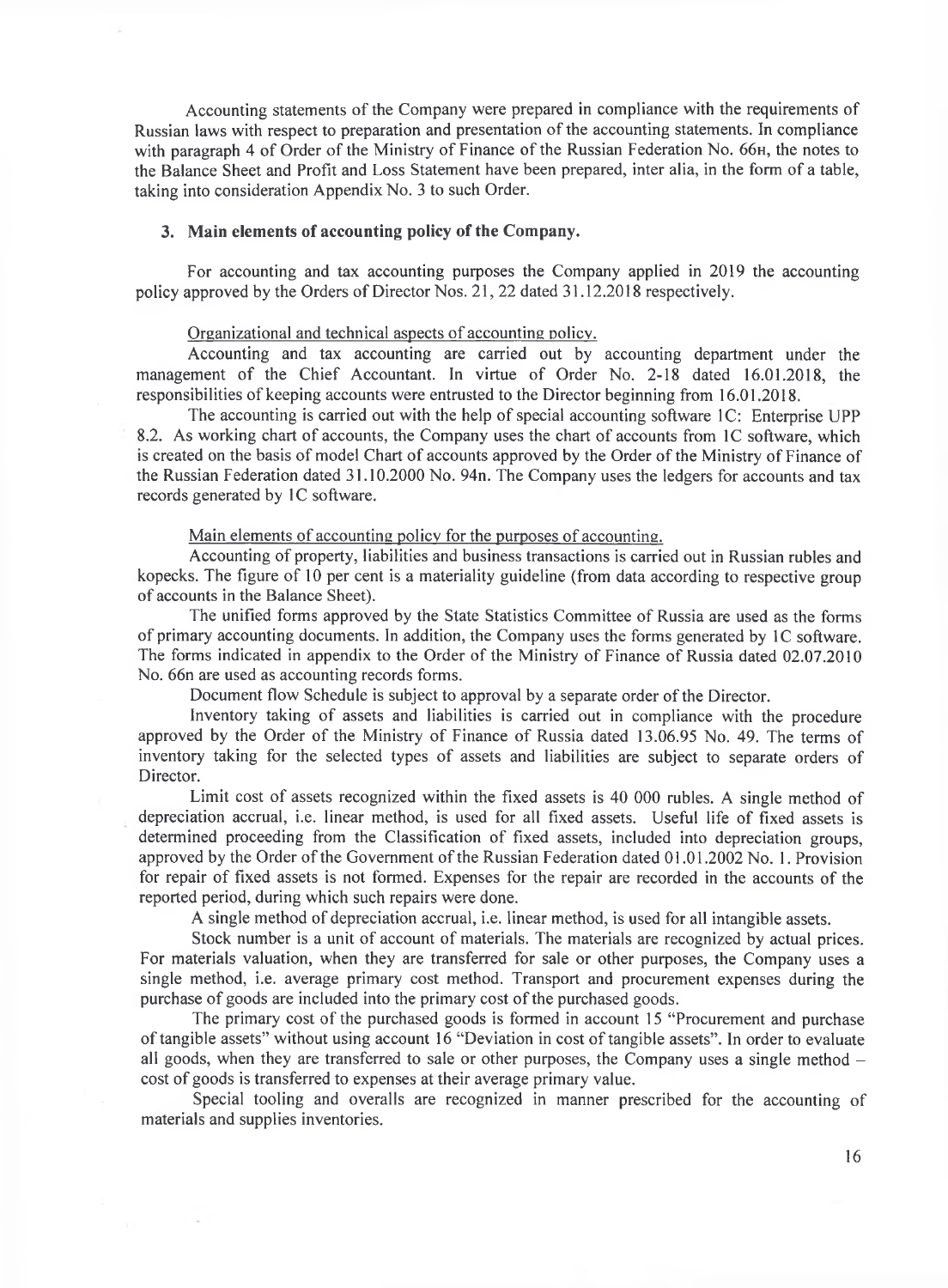Accounting statements of the Company were prepared in compliance with the requirements of Russian laws with respect to preparation and presentation of the accounting statements. In compliance with paragraph 4 of Order of the Ministry of Finance of the Russian Federation No. 66н, the notes to the Balance Sheet and Profit and Loss Statement have been prepared, inter alia, in the form of a table, taking into consideration Appendix No. 3 to such Order.

## 3. Main elements of accounting policy of the Company.

For accounting and tax accounting purposes the Company applied in 2019 the accounting policy approved by the Orders of Director Nos. 21, 22 dated 31.12.2018 respectively.

Organizational and technical aspects of accounting policy.

Accounting and tax accounting are carried out by accounting department under the management of the Chief Accountant. In virtue of Order No. 2-18 dated 16.01.2018, the responsibilities of keeping accounts were entrusted to the Director beginning from 16.01.2018.

The accounting is carried out with the help of special accounting software 1C: Enterprise UPP 8.2. As working chart of accounts, the Company uses the chart of accounts from 1C software, which is created on the basis of model Chart of accounts approved by the Order of the Ministry of Finance of the Russian Federation dated 31.10.2000 No. 94n. The Company uses the ledgers for accounts and tax records generated by 1C software.

Main elements of accounting policy for the purposes of accounting.

Accounting of property, liabilities and business transactions is carried out in Russian rubles and kopecks. The figure of 10 per cent is a materiality guideline (from data according to respective group of accounts in the Balance Sheet).

The unified forms approved by the State Statistics Committee of Russia are used as the forms of primary accounting documents. In addition, the Company uses the forms generated by 1C software. The forms indicated in appendix to the Order of the Ministry of Finance of Russia dated 02.07.2010 No. 66n are used as accounting records forms.

Document flow Schedule is subject to approval by a separate order of the Director.

Inventory taking of assets and liabilities is carried out in compliance with the procedure approved by the Order of the Ministry of Finance of Russia dated 13.06.95 No. 49. The terms of inventory taking for the selected types of assets and liabilities are subject to separate orders of Director.

Limit cost of assets recognized within the fixed assets is 40 000 rubles. A single method of depreciation accrual, i.e. linear method, is used for all fixed assets. Useful life of fixed assets is determined proceeding from the Classification of fixed assets, included into depreciation groups, approved by the Order of the Government of the Russian Federation dated 01.01.2002 No. 1. Provision for repair of fixed assets is not formed. Expenses for the repair are recorded in the accounts of the reported period, during which such repairs were done.

A single method of depreciation accrual, i.e. linear method, is used for all intangible assets.

Stock number is a unit of account of materials. The materials are recognized by actual prices. For materials valuation, when they are transferred for sale or other purposes, the Company uses a single method, i.e. average primary cost method. Transport and procurement expenses during the purchase of goods are included into the primary cost of the purchased goods.

The primary cost of the purchased goods is formed in account 15 "Procurement and purchase of tangible assets" without using account 16 "Deviation in cost of tangible assets". In order to evaluate all goods, when they are transferred to sale or other purposes, the Company uses a single method – cost of goods is transferred to expenses at their average primary value.

Special tooling and overalls are recognized in manner prescribed for the accounting of materials and supplies inventories.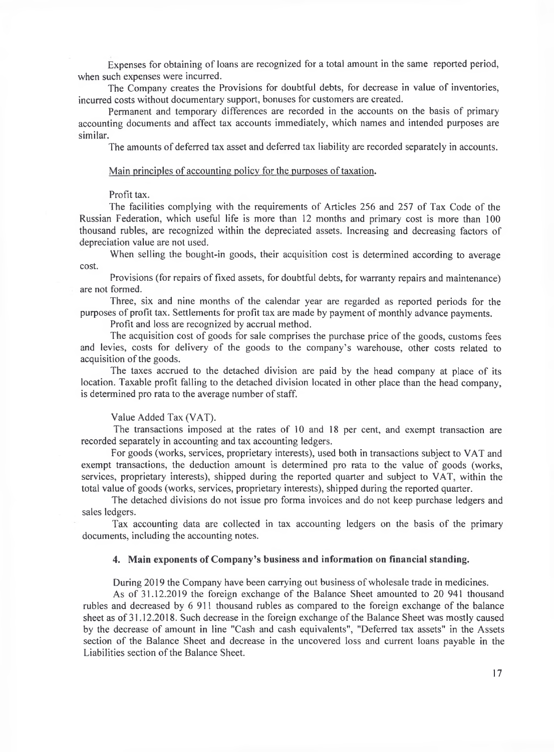Expenses for obtaining of loans are recognized for a total amount in the same reported period, when such expenses were incurred.

The Company creates the Provisions for doubtful debts, for decrease in value of inventories, incurred costs without documentary support, bonuses for customers are created.

Permanent and temporary differences are recorded in the accounts on the basis of primary accounting documents and affect tax accounts immediately, which names and intended purposes are similar.

The amounts of deferred tax asset and deferred tax liability are recorded separately in accounts.

Main principles of accounting policy for the purposes of taxation.

Profit tax.

The facilities complying with the requirements of Articles 256 and 257 of Tax Code of the Russian Federation, which useful life is more than 12 months and primary cost is more than 100 thousand rubles, are recognized within the depreciated assets. Increasing and decreasing factors of depreciation value are not used.

When selling the bought-in goods, their acquisition cost is determined according to average cost.

Provisions (for repairs of fixed assets, for doubtful debts, for warranty repairs and maintenance) are not formed.

Three, six and nine months of the calendar year are regarded as reported periods for the purposes of profit tax. Settlements for profit tax are made by payment of monthly advance payments.

Profit and loss are recognized by accrual method.

The acquisition cost of goods for sale comprises the purchase price of the goods, customs fees and levies, costs for delivery of the goods to the company's warehouse, other costs related to acquisition of the goods.

The taxes accrued to the detached division are paid by the head company at place of its location. Taxable profit falling to the detached division located in other place than the head company, is determined pro rata to the average number of staff.

Value Added Tax (VAT).

The transactions imposed at the rates of 10 and 18 per cent, and exempt transaction are recorded separately in accounting and tax accounting ledgers.

For goods (works, services, proprietary interests), used both in transactions subject to VAT and exempt transactions, the deduction amount is determined pro rata to the value of goods (works, services, proprietary interests), shipped during the reported quarter and subject to VAT, within the total value of goods (works, services, proprietary interests), shipped during the reported quarter.

The detached divisions do not issue pro forma invoices and do not keep purchase ledgers and sales ledgers.

Tax accounting data are collected in tax accounting ledgers on the basis of the primary documents, including the accounting notes.

## 4. Main exponents of Company's business and information on financial standing.

During 2019 the Company have been carrying out business of wholesale trade in medicines.

As of 31.12.2019 the foreign exchange of the Balance Sheet amounted to 20 941 thousand rubles and decreased by 6 911 thousand rubles as compared to the foreign exchange of the balance sheet as of 31.12.2018. Such decrease in the foreign exchange of the Balance Sheet was mostly caused by the decrease of amount in line "Cash and cash equivalents", "Deferred tax assets" in the Assets section of the Balance Sheet and decrease in the uncovered loss and current loans payable in the Liabilities section of the Balance Sheet.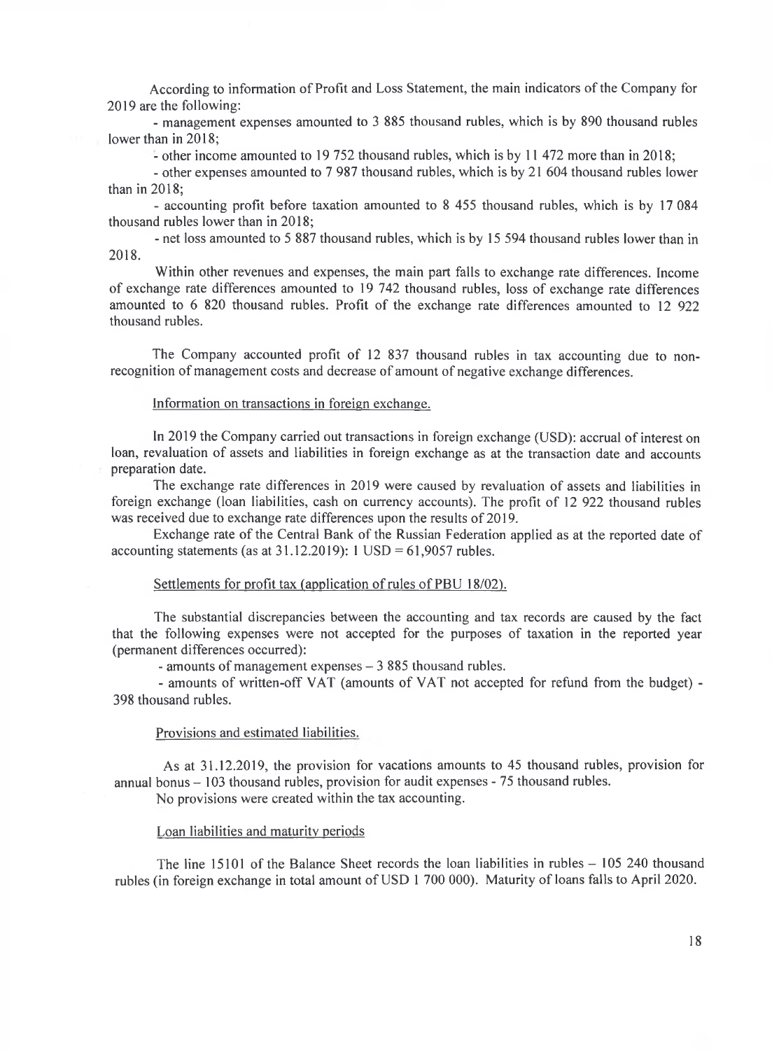According to information of Profit and Loss Statement, the main indicators of the Company for 2019 are the following:

- management expenses amounted to 3 885 thousand rubles, which is by 890 thousand rubles lower than in 2018;
- other income amounted to 19 752 thousand rubles, which is by 11 472 more than in 2018;
- other expenses amounted to 7 987 thousand rubles, which is by 21 604 thousand rubles lower than in 2018;
- accounting profit before taxation amounted to 8 455 thousand rubles, which is by 17 084 thousand rubles lower than in 2018;
- net loss amounted to 5 887 thousand rubles, which is by 15 594 thousand rubles lower than in 2018.

Within other revenues and expenses, the main part falls to exchange rate differences. Income of exchange rate differences amounted to 19 742 thousand rubles, loss of exchange rate differences amounted to 6 820 thousand rubles. Profit of the exchange rate differences amounted to 12 922 thousand rubles.

The Company accounted profit of 12 837 thousand rubles in tax accounting due to non-recognition of management costs and decrease of amount of negative exchange differences.

Information on transactions in foreign exchange.

In 2019 the Company carried out transactions in foreign exchange (USD): accrual of interest on loan, revaluation of assets and liabilities in foreign exchange as at the transaction date and accounts preparation date.

The exchange rate differences in 2019 were caused by revaluation of assets and liabilities in foreign exchange (loan liabilities, cash on currency accounts). The profit of 12 922 thousand rubles was received due to exchange rate differences upon the results of 2019.

Exchange rate of the Central Bank of the Russian Federation applied as at the reported date of accounting statements (as at 31.12.2019): 1 USD = 61,9057 rubles.

Settlements for profit tax (application of rules of PBU 18/02).

The substantial discrepancies between the accounting and tax records are caused by the fact that the following expenses were not accepted for the purposes of taxation in the reported year (permanent differences occurred):

- amounts of management expenses – 3 885 thousand rubles.
- amounts of written-off VAT (amounts of VAT not accepted for refund from the budget) - 398 thousand rubles.

Provisions and estimated liabilities.

As at 31.12.2019, the provision for vacations amounts to 45 thousand rubles, provision for annual bonus – 103 thousand rubles, provision for audit expenses - 75 thousand rubles.

No provisions were created within the tax accounting.

Loan liabilities and maturity periods

The line 15101 of the Balance Sheet records the loan liabilities in rubles – 105 240 thousand rubles (in foreign exchange in total amount of USD 1 700 000). Maturity of loans falls to April 2020.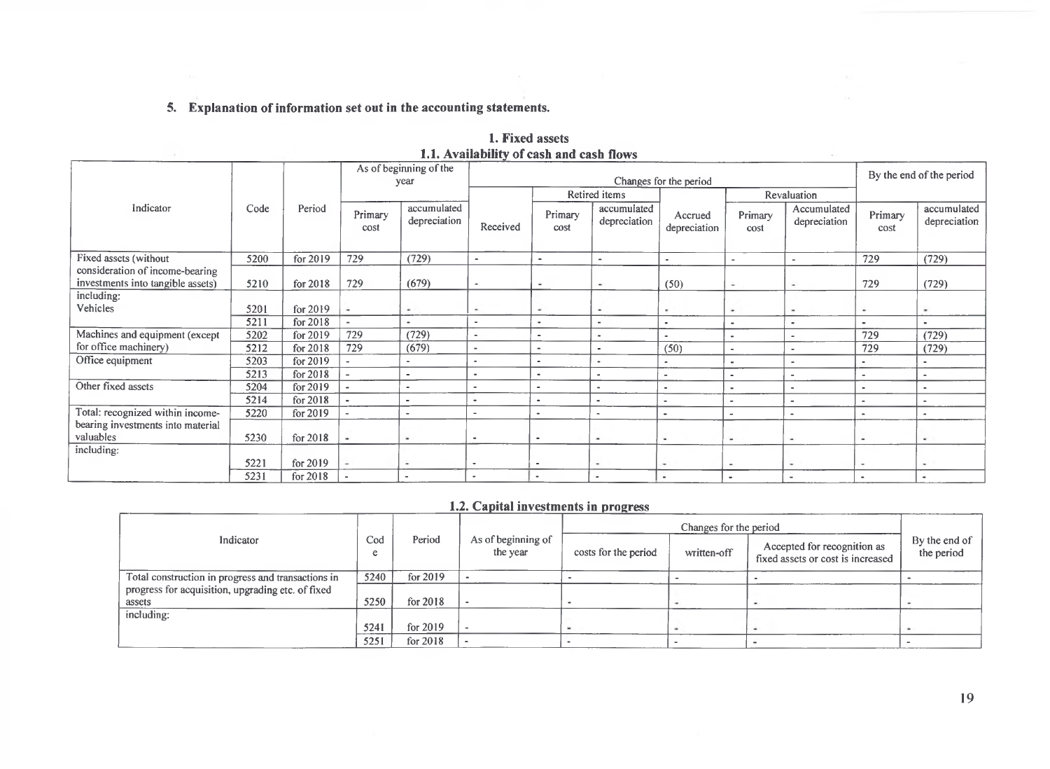## 5. Explanation of information set out in the accounting statements.

### 1. Fixed assets

#### 1.1. Availability of cash and cash flows

| Indicator | Code | Period | As of beginning of the year | | Changes for the period | | | | | | By the end of the period | |
|---|---|---|---|---|---|---|---|---|---|---|---|---|
| | | | | | | Retired items | | | Revaluation | | | |
| | | | Primary cost | accumulated depreciation | Received | Primary cost | accumulated depreciation | Accrued depreciation | Primary cost | Accumulated depreciation | Primary cost | accumulated depreciation |
| Fixed assets (without consideration of income-bearing investments into tangible assets) | 5200 | for 2019 | 729 | (729) | - | - | - | - | - | - | 729 | (729) |
| | 5210 | for 2018 | 729 | (679) | - | - | - | (50) | - | - | 729 | (729) |
| including: Vehicles | 5201 | for 2019 | - | - | - | - | - | - | - | - | - | - |
| | 5211 | for 2018 | - | - | - | - | - | - | - | - | - | - |
| Machines and equipment (except for office machinery) | 5202 | for 2019 | 729 | (729) | - | - | - | - | - | - | 729 | (729) |
| | 5212 | for 2018 | 729 | (679) | - | - | - | (50) | - | - | 729 | (729) |
| Office equipment | 5203 | for 2019 | - | - | - | - | - | - | - | - | - | - |
| | 5213 | for 2018 | - | - | - | - | - | - | - | - | - | - |
| Other fixed assets | 5204 | for 2019 | - | - | - | - | - | - | - | - | - | - |
| | 5214 | for 2018 | - | - | - | - | - | - | - | - | - | - |
| Total: recognized within income-bearing investments into material valuables | 5220 | for 2019 | - | - | - | - | - | - | - | - | - | - |
| | 5230 | for 2018 | - | - | - | - | - | - | - | - | - | - |
| including: | 5221 | for 2019 | - | - | - | - | - | - | - | - | - | - |
| | 5231 | for 2018 | - | - | - | - | - | - | - | - | - | - |

#### 1.2. Capital investments in progress

| Indicator | Code | Period | As of beginning of the year | Changes for the period | | | By the end of the period |
|---|---|---|---|---|---|---|---|
| | | | | costs for the period | written-off | Accepted for recognition as fixed assets or cost is increased | |
| Total construction in progress and transactions in progress for acquisition, upgrading etc. of fixed assets | 5240 | for 2019 | - | - | - | - | - |
| | 5250 | for 2018 | - | - | - | - | - |
| including: | 5241 | for 2019 | - | - | - | - | - |
| | 5251 | for 2018 | - | - | - | - | - |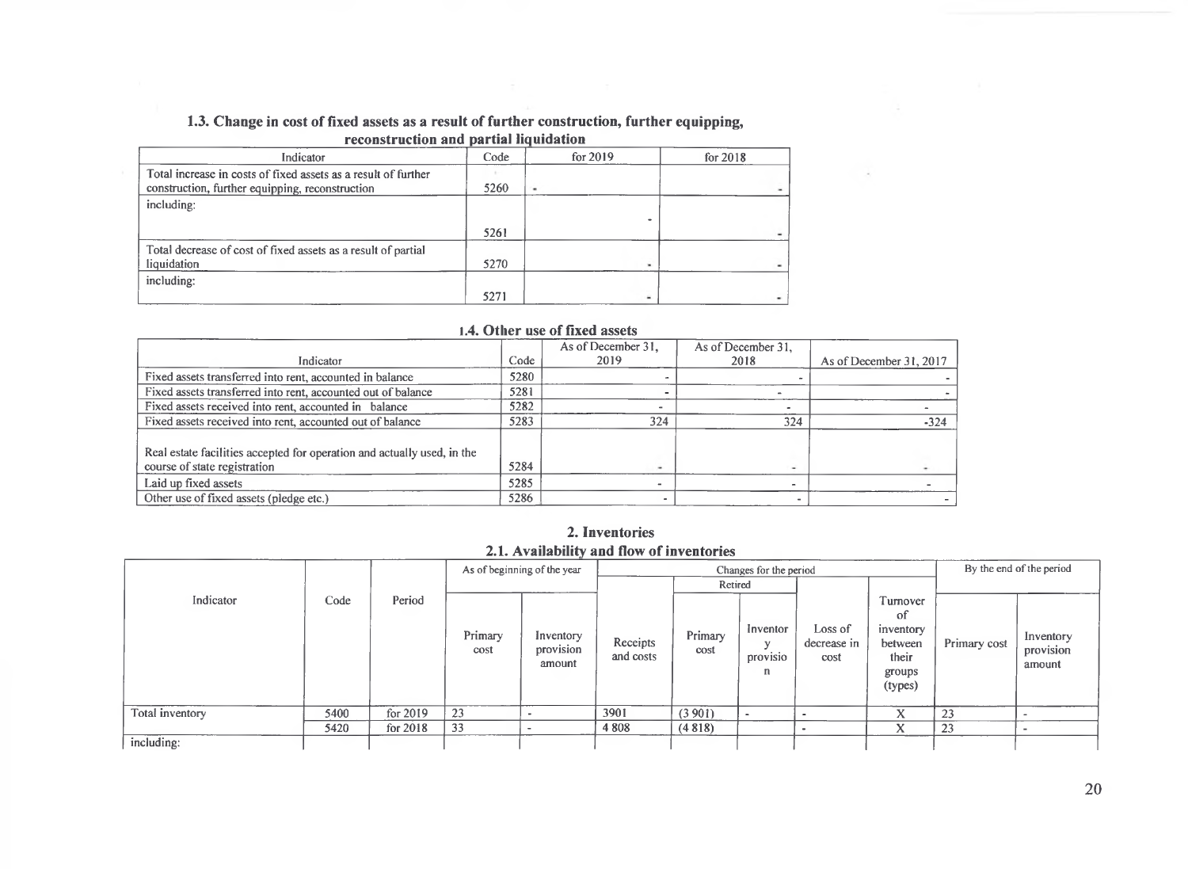### 1.3. Change in cost of fixed assets as a result of further construction, further equipping, reconstruction and partial liquidation

| Indicator | Code | for 2019 | for 2018 |
|---|---|---|---|
| Total increase in costs of fixed assets as a result of further construction, further equipping, reconstruction | 5260 | - | - |
| including: | 5261 | - | - |
| Total decrease of cost of fixed assets as a result of partial liquidation | 5270 | - | - |
| including: | 5271 | - | - |

### 1.4. Other use of fixed assets

| Indicator | Code | As of December 31, 2019 | As of December 31, 2018 | As of December 31, 2017 |
|---|---|---|---|---|
| Fixed assets transferred into rent, accounted in balance | 5280 | - | - | - |
| Fixed assets transferred into rent, accounted out of balance | 5281 | - | - | - |
| Fixed assets received into rent, accounted in balance | 5282 | - | - | - |
| Fixed assets received into rent, accounted out of balance | 5283 | 324 | 324 | -324 |
| Real estate facilities accepted for operation and actually used, in the course of state registration | 5284 | - | - | - |
| Laid up fixed assets | 5285 | - | - | - |
| Other use of fixed assets (pledge etc.) | 5286 | - | - | - |

## 2. Inventories

### 2.1. Availability and flow of inventories

| Indicator | Code | Period | As of beginning of the year | | Changes for the period | | | | | By the end of the period | |
|---|---|---|---|---|---|---|---|---|---|---|---|
| | | | | | | Retired | | | | | |
| | | | Primary cost | Inventory provision amount | Receipts and costs | Primary cost | Inventory provision | Loss of decrease in cost | Turnover of inventory between their groups (types) | Primary cost | Inventory provision amount |
| Total inventory | 5400 | for 2019 | 23 | - | 3901 | (3 901) | - | - | X | 23 | - |
| | 5420 | for 2018 | 33 | - | 4 808 | (4 818) | | - | X | 23 | - |
| including: | | | | | | | | | | | |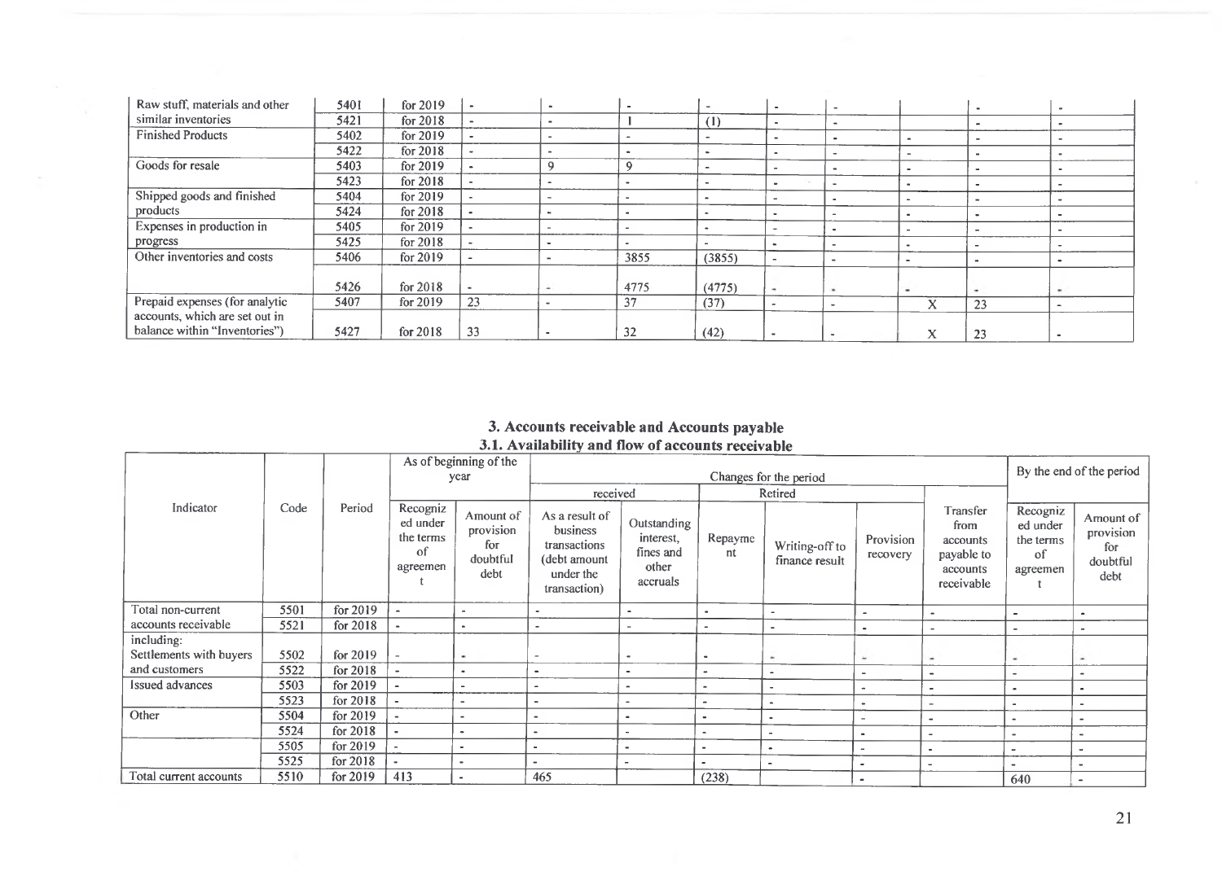| Raw stuff, materials and other similar inventories | 5401 | for 2019 | - | - | - | - | - | - | | - | - |
|---|---|---|---|---|---|---|---|---|---|---|---|
| | 5421 | for 2018 | - | - | 1 | (1) | - | - | | - | - |
| Finished Products | 5402 | for 2019 | - | - | - | - | - | - | - | - | - |
| | 5422 | for 2018 | - | - | - | - | - | - | - | - | - |
| Goods for resale | 5403 | for 2019 | - | 9 | 9 | - | - | - | - | - | - |
| | 5423 | for 2018 | - | - | - | - | - | - | - | - | - |
| Shipped goods and finished products | 5404 | for 2019 | - | - | - | - | - | - | - | - | - |
| | 5424 | for 2018 | - | - | - | - | - | - | - | - | - |
| Expenses in production in progress | 5405 | for 2019 | - | - | - | - | - | - | - | - | - |
| | 5425 | for 2018 | - | - | - | - | - | - | - | - | - |
| Other inventories and costs | 5406 | for 2019 | - | - | 3855 | (3855) | - | - | - | - | - |
| | 5426 | for 2018 | - | - | 4775 | (4775) | - | - | - | - | - |
| Prepaid expenses (for analytic accounts, which are set out in balance within "Inventories") | 5407 | for 2019 | 23 | - | 37 | (37) | - | - | X | 23 | - |
| | 5427 | for 2018 | 33 | - | 32 | (42) | - | - | X | 23 | - |

# 3. Accounts receivable and Accounts payable

## 3.1. Availability and flow of accounts receivable

| Indicator | Code | Period | As of beginning of the year | | Changes for the period | | | | | | By the end of the period | |
|---|---|---|---|---|---|---|---|---|---|---|---|---|
| | | | | | received | | Retired | | | | | |
| | | | Recognized under the terms of agreement | Amount of provision for doubtful debt | As a result of business transactions (debt amount under the transaction) | Outstanding interest, fines and other accruals | Repayment | Writing-off to finance result | Provision recovery | Transfer from accounts payable to accounts receivable | Recognized under the terms of agreement | Amount of provision for doubtful debt |
| Total non-current accounts receivable | 5501 | for 2019 | - | - | - | - | - | - | - | - | - | - |
| | 5521 | for 2018 | - | - | - | - | - | - | - | - | - | - |
| including: Settlements with buyers and customers | 5502 | for 2019 | - | - | - | - | - | - | - | - | - | - |
| | 5522 | for 2018 | - | - | - | - | - | - | - | - | - | - |
| Issued advances | 5503 | for 2019 | - | - | - | - | - | - | - | - | - | - |
| | 5523 | for 2018 | - | - | - | - | - | - | - | - | - | - |
| Other | 5504 | for 2019 | - | - | - | - | - | - | - | - | - | - |
| | 5524 | for 2018 | - | - | - | - | - | - | - | - | - | - |
| | 5505 | for 2019 | - | - | - | - | - | - | - | - | - | - |
| | 5525 | for 2018 | - | - | - | - | - | - | - | - | - | - |
| Total current accounts | 5510 | for 2019 | 413 | - | 465 | | (238) | | - | | 640 | - |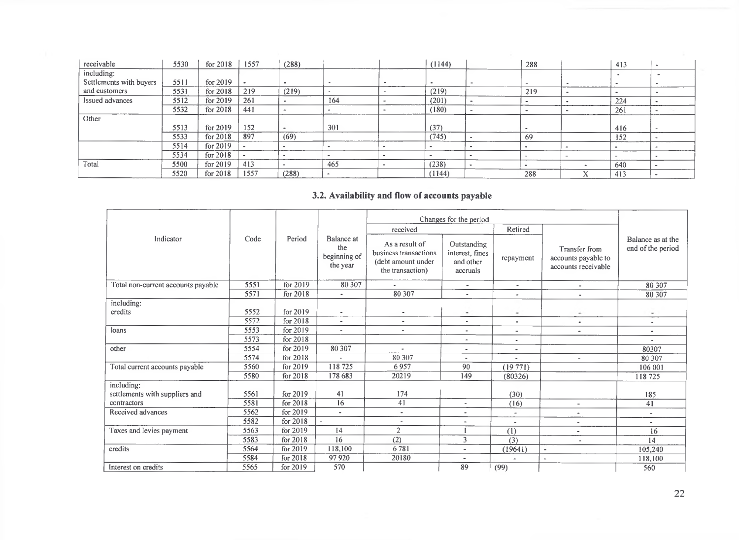| | | | | | | | | | | | | |
|---|---|---|---|---|---|---|---|---|---|---|---|---|
| receivable | 5530 | for 2018 | 1557 | (288) | | | (1144) | | 288 | | 413 | - |
| including:<br>Settlements with buyers and customers | 5511 | for 2019 | - | - | - | - | - | - | - | - | - | - |
| | 5531 | for 2018 | 219 | (219) | - | - | (219) | | 219 | - | - | - |
| Issued advances | 5512 | for 2019 | 261 | - | 164 | - | (201) | - | - | - | 224 | - |
| | 5532 | for 2018 | 441 | - | - | - | (180) | - | - | - | 261 | - |
| Other | 5513 | for 2019 | 152 | - | 301 | | (37) | | - | | 416 | - |
| | 5533 | for 2018 | 897 | (69) | | | (745) | - | 69 | | 152 | - |
| | 5514 | for 2019 | - | - | - | - | - | - | - | - | - | - |
| | 5534 | for 2018 | - | - | - | - | - | - | - | - | - | - |
| Total | 5500 | for 2019 | 413 | - | 465 | - | (238) | - | - | - | 640 | - |
| | 5520 | for 2018 | 1557 | (288) | - | | (1144) | | 288 | X | 413 | - |

## 3.2. Availability and flow of accounts payable

| Indicator | Code | Period | Balance at the beginning of the year | Changes for the period | | | | Balance as at the end of the period |
|---|---|---|---|---|---|---|---|---|
| | | | | received | | Retired | | |
| | | | | As a result of business transactions (debt amount under the transaction) | Outstanding interest, fines and other accruals | repayment | Transfer from accounts payable to accounts receivable | |
| Total non-current accounts payable | 5551 | for 2019 | 80 307 | - | - | - | - | 80 307 |
| | 5571 | for 2018 | - | 80 307 | - | - | - | 80 307 |
| including:<br>credits | 5552 | for 2019 | - | - | - | - | - | - |
| | 5572 | for 2018 | - | - | - | - | - | - |
| loans | 5553 | for 2019 | - | - | - | - | - | - |
| | 5573 | for 2018 | | | - | - | | - |
| other | 5554 | for 2019 | 80 307 | - | - | - | | 80307 |
| | 5574 | for 2018 | - | 80 307 | - | - | - | 80 307 |
| Total current accounts payable | 5560 | for 2019 | 118 725 | 6 957 | 90 | (19 771) | | 106 001 |
| | 5580 | for 2018 | 178 683 | 20219 | 149 | (80326) | | 118 725 |
| including:<br>settlements with suppliers and contractors | 5561 | for 2019 | 41 | 174 | | (30) | | 185 |
| | 5581 | for 2018 | 16 | 41 | - | (16) | - | 41 |
| Received advances | 5562 | for 2019 | - | - | - | - | - | - |
| | 5582 | for 2018 | - | - | - | - | - | - |
| Taxes and levies payment | 5563 | for 2019 | 14 | 2 | 1 | (1) | - | 16 |
| | 5583 | for 2018 | 16 | (2) | 3 | (3) | - | 14 |
| credits | 5564 | for 2019 | 118,100 | 6 781 | - | (19641) | - | 105,240 |
| | 5584 | for 2018 | 97 920 | 20180 | - | - | - | 118,100 |
| Interest on credits | 5565 | for 2019 | 570 | | 89 | (99) | | 560 |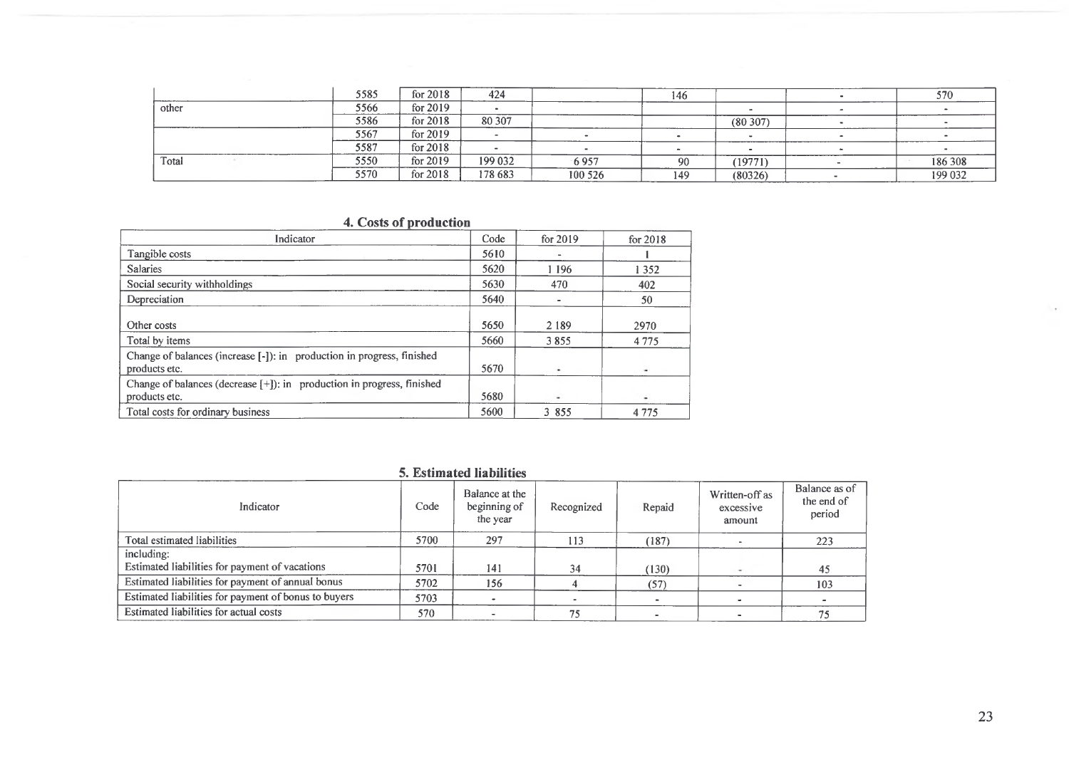|  | 5585 | for 2018 | 424 |  | 146 |  | - | 570 |
|---|---|---|---|---|---|---|---|---|
| other | 5566 | for 2019 | - |  |  | - | - | - |
|  | 5586 | for 2018 | 80 307 |  |  | (80 307) | - | - |
|  | 5567 | for 2019 | - | - | - | - | - | - |
|  | 5587 | for 2018 | - | - | - | - | - | - |
| Total | 5550 | for 2019 | 199 032 | 6 957 | 90 | (19771) | - | 186 308 |
|  | 5570 | for 2018 | 178 683 | 100 526 | 149 | (80326) | - | 199 032 |

## 4. Costs of production

| Indicator | Code | for 2019 | for 2018 |
|---|---|---|---|
| Tangible costs | 5610 | - | 1 |
| Salaries | 5620 | 1 196 | 1 352 |
| Social security withholdings | 5630 | 470 | 402 |
| Depreciation | 5640 | - | 50 |
| Other costs | 5650 | 2 189 | 2970 |
| Total by items | 5660 | 3 855 | 4 775 |
| Change of balances (increase [-]): in production in progress, finished products etc. | 5670 | - | - |
| Change of balances (decrease [+]): in production in progress, finished products etc. | 5680 | - | - |
| Total costs for ordinary business | 5600 | 3 855 | 4 775 |

## 5. Estimated liabilities

| Indicator | Code | Balance at the beginning of the year | Recognized | Repaid | Written-off as excessive amount | Balance as of the end of period |
|---|---|---|---|---|---|---|
| Total estimated liabilities | 5700 | 297 | 113 | (187) | - | 223 |
| including:<br>Estimated liabilities for payment of vacations | 5701 | 141 | 34 | (130) | - | 45 |
| Estimated liabilities for payment of annual bonus | 5702 | 156 | 4 | (57) | - | 103 |
| Estimated liabilities for payment of bonus to buyers | 5703 | - | - | - | - | - |
| Estimated liabilities for actual costs | 570 | - | 75 | - | - | 75 |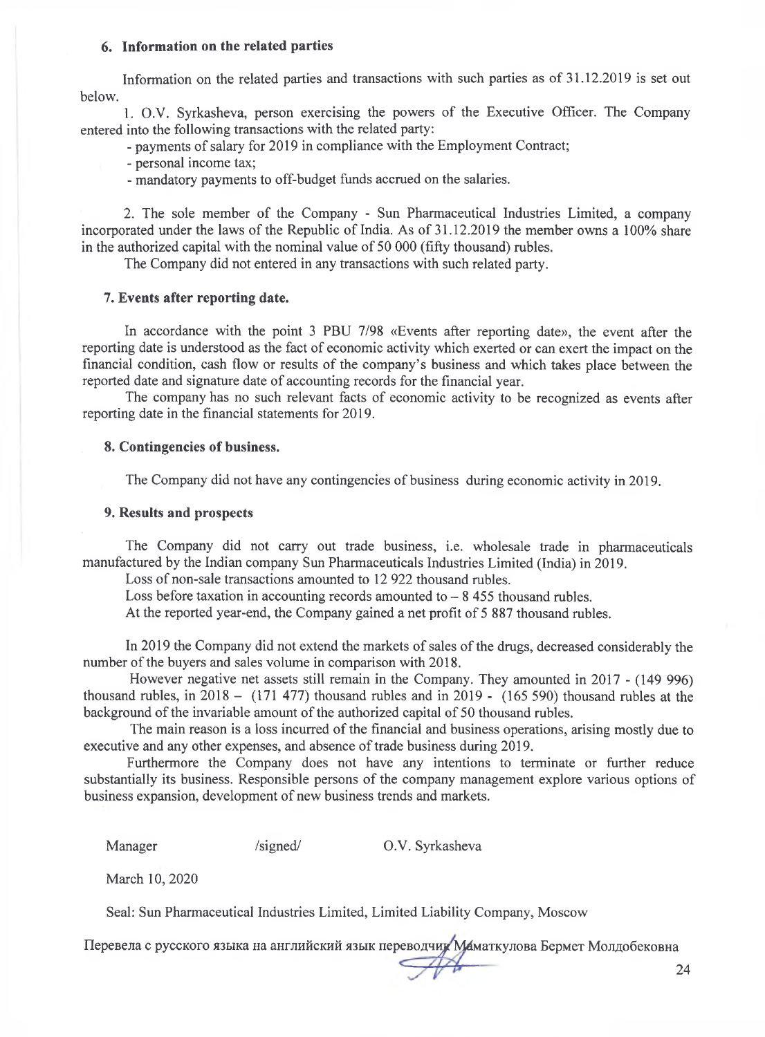### 6. Information on the related parties

Information on the related parties and transactions with such parties as of 31.12.2019 is set out below.

1. O.V. Syrkasheva, person exercising the powers of the Executive Officer. The Company entered into the following transactions with the related party:

- payments of salary for 2019 in compliance with the Employment Contract;
- personal income tax;
- mandatory payments to off-budget funds accrued on the salaries.

2. The sole member of the Company - Sun Pharmaceutical Industries Limited, a company incorporated under the laws of the Republic of India. As of 31.12.2019 the member owns a 100% share in the authorized capital with the nominal value of 50 000 (fifty thousand) rubles.

The Company did not entered in any transactions with such related party.

### 7. Events after reporting date.

In accordance with the point 3 PBU 7/98 «Events after reporting date», the event after the reporting date is understood as the fact of economic activity which exerted or can exert the impact on the financial condition, cash flow or results of the company's business and which takes place between the reported date and signature date of accounting records for the financial year.

The company has no such relevant facts of economic activity to be recognized as events after reporting date in the financial statements for 2019.

### 8. Contingencies of business.

The Company did not have any contingencies of business during economic activity in 2019.

### 9. Results and prospects

The Company did not carry out trade business, i.e. wholesale trade in pharmaceuticals manufactured by the Indian company Sun Pharmaceuticals Industries Limited (India) in 2019.

Loss of non-sale transactions amounted to 12 922 thousand rubles.

Loss before taxation in accounting records amounted to – 8 455 thousand rubles.

At the reported year-end, the Company gained a net profit of 5 887 thousand rubles.

In 2019 the Company did not extend the markets of sales of the drugs, decreased considerably the number of the buyers and sales volume in comparison with 2018.

However negative net assets still remain in the Company. They amounted in 2017 - (149 996) thousand rubles, in 2018 – (171 477) thousand rubles and in 2019 - (165 590) thousand rubles at the background of the invariable amount of the authorized capital of 50 thousand rubles.

The main reason is a loss incurred of the financial and business operations, arising mostly due to executive and any other expenses, and absence of trade business during 2019.

Furthermore the Company does not have any intentions to terminate or further reduce substantially its business. Responsible persons of the company management explore various options of business expansion, development of new business trends and markets.

Manager /signed/ O.V. Syrkasheva

March 10, 2020

Seal: Sun Pharmaceutical Industries Limited, Limited Liability Company, Moscow

Перевела с русского языка на английский язык переводчик Маматкулова Бермет Молдобековна